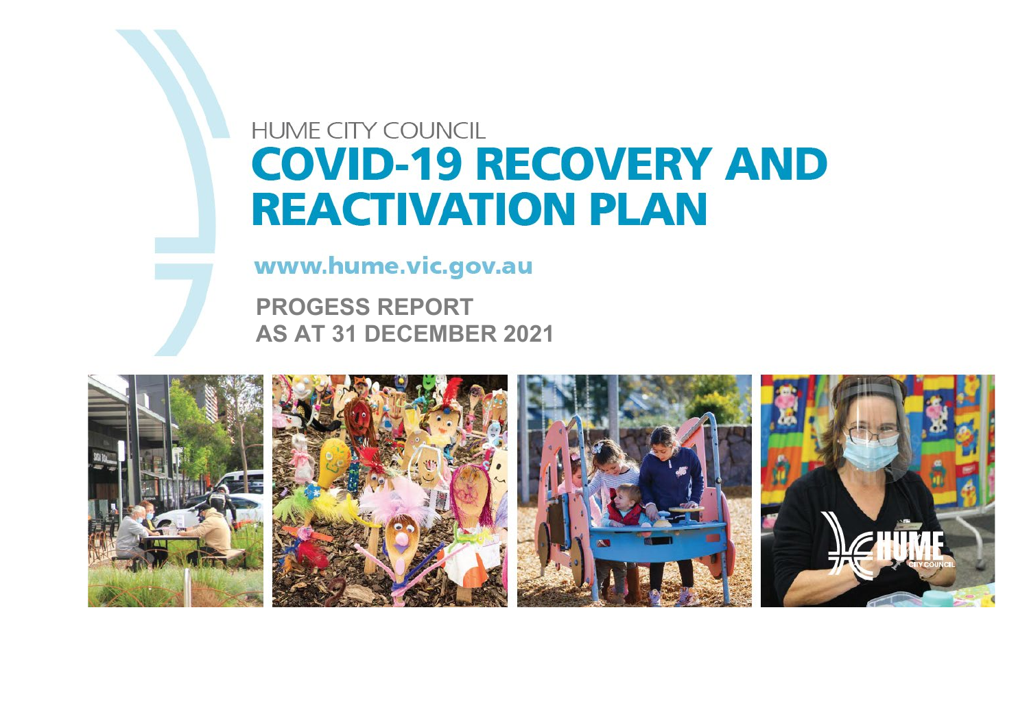HUME CITY COUNCIL

# COVID-19 RECOVERY AND REACTIVATION PLAN

www.hume.vic.gov.au

**PROGESS REPORT**
**AS AT 31 DECEMBER 2021**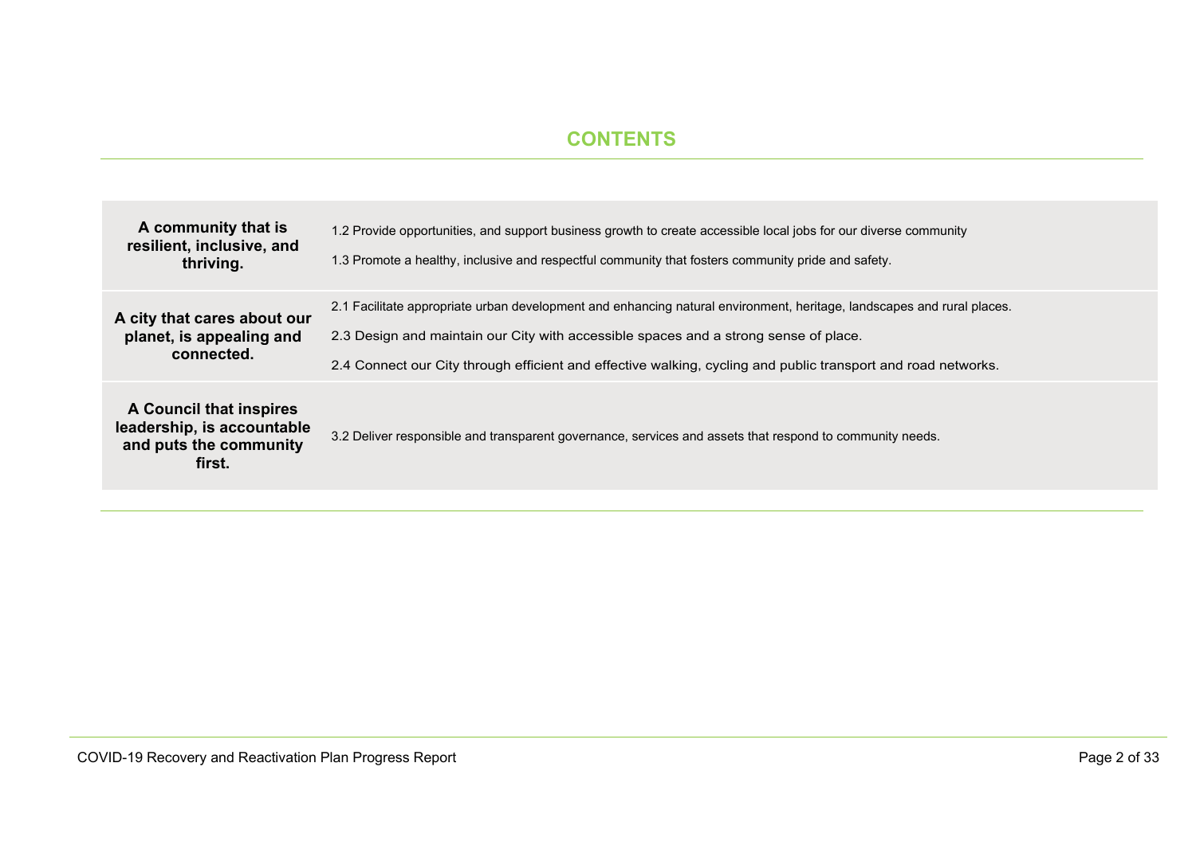# CONTENTS

| | |
|---|---|
| **A community that is resilient, inclusive, and thriving.** | 1.2 Provide opportunities, and support business growth to create accessible local jobs for our diverse community<br>1.3 Promote a healthy, inclusive and respectful community that fosters community pride and safety. |
| **A city that cares about our planet, is appealing and connected.** | 2.1 Facilitate appropriate urban development and enhancing natural environment, heritage, landscapes and rural places.<br>2.3 Design and maintain our City with accessible spaces and a strong sense of place.<br>2.4 Connect our City through efficient and effective walking, cycling and public transport and road networks. |
| **A Council that inspires leadership, is accountable and puts the community first.** | 3.2 Deliver responsible and transparent governance, services and assets that respond to community needs. |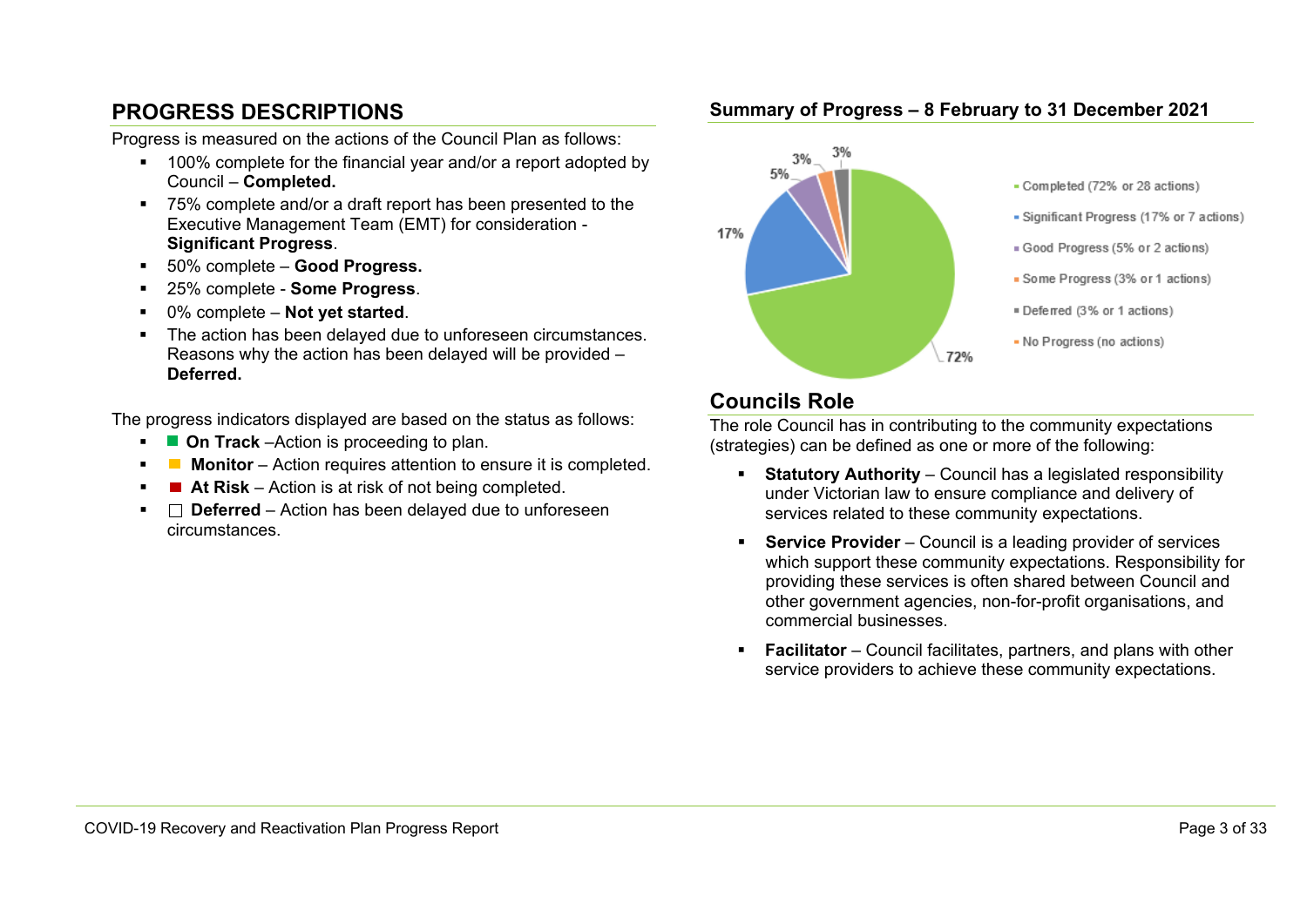## PROGRESS DESCRIPTIONS

Progress is measured on the actions of the Council Plan as follows:

- 100% complete for the financial year and/or a report adopted by Council – **Completed.**
- 75% complete and/or a draft report has been presented to the Executive Management Team (EMT) for consideration - **Significant Progress**.
- 50% complete – **Good Progress.**
- 25% complete - **Some Progress**.
- 0% complete – **Not yet started**.
- The action has been delayed due to unforeseen circumstances. Reasons why the action has been delayed will be provided – **Deferred.**

The progress indicators displayed are based on the status as follows:

- ■ **On Track** –Action is proceeding to plan.
- ■ **Monitor** – Action requires attention to ensure it is completed.
- ■ **At Risk** – Action is at risk of not being completed.
- □ **Deferred** – Action has been delayed due to unforeseen circumstances.

### Summary of Progress – 8 February to 31 December 2021

- Completed (72% or 28 actions)
- Significant Progress (17% or 7 actions)
- Good Progress (5% or 2 actions)
- Some Progress (3% or 1 actions)
- Deferred (3% or 1 actions)
- No Progress (no actions)

## Councils Role

The role Council has in contributing to the community expectations (strategies) can be defined as one or more of the following:

- **Statutory Authority** – Council has a legislated responsibility under Victorian law to ensure compliance and delivery of services related to these community expectations.
- **Service Provider** – Council is a leading provider of services which support these community expectations. Responsibility for providing these services is often shared between Council and other government agencies, non-for-profit organisations, and commercial businesses.
- **Facilitator** – Council facilitates, partners, and plans with other service providers to achieve these community expectations.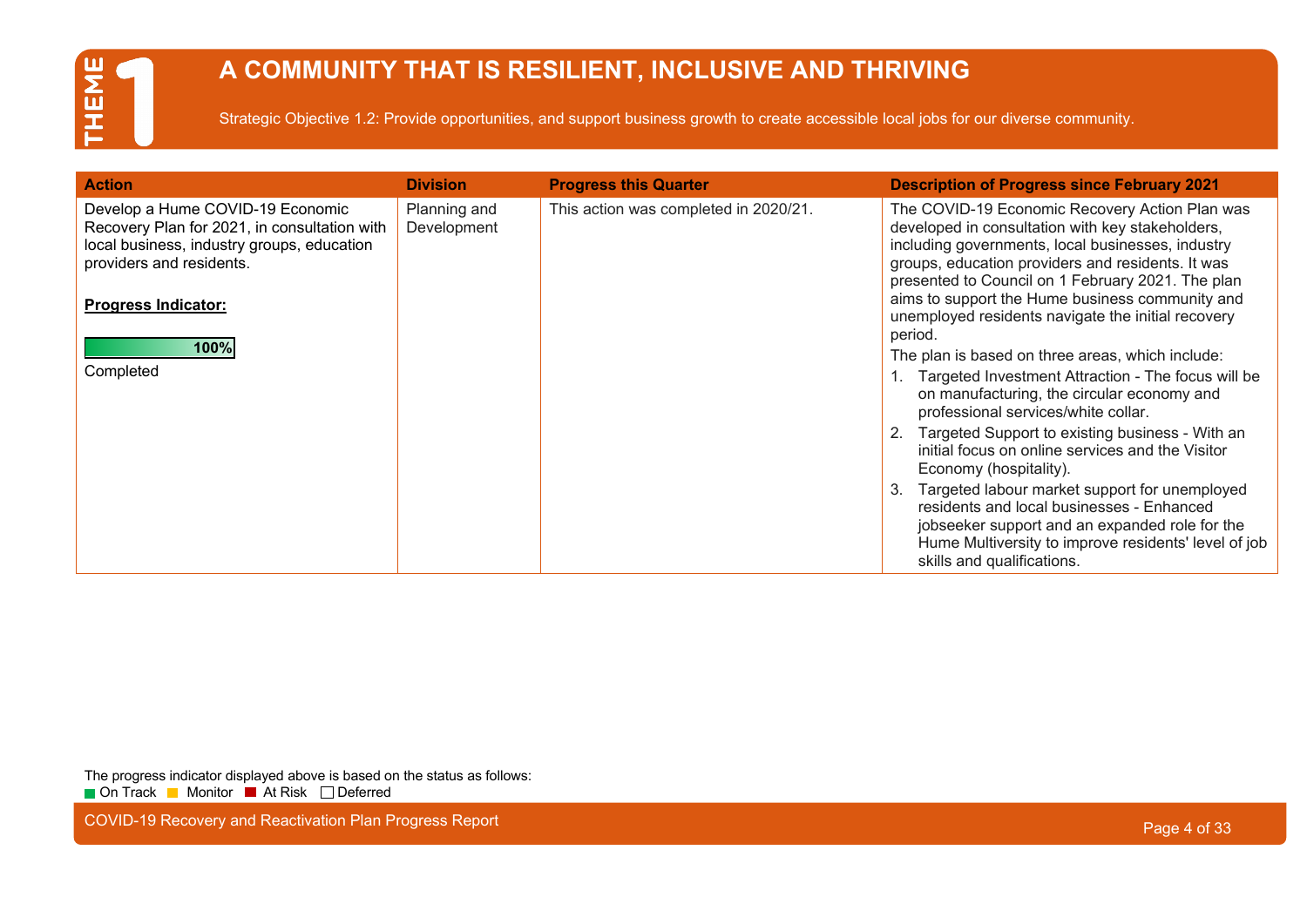# THEME 1

## A COMMUNITY THAT IS RESILIENT, INCLUSIVE AND THRIVING

Strategic Objective 1.2: Provide opportunities, and support business growth to create accessible local jobs for our diverse community.

| Action | Division | Progress this Quarter | Description of Progress since February 2021 |
|---|---|---|---|
| Develop a Hume COVID-19 Economic Recovery Plan for 2021, in consultation with local business, industry groups, education providers and residents.<br><br>**Progress Indicator:**<br><br>100%<br>Completed | Planning and Development | This action was completed in 2020/21. | The COVID-19 Economic Recovery Action Plan was developed in consultation with key stakeholders, including governments, local businesses, industry groups, education providers and residents. It was presented to Council on 1 February 2021. The plan aims to support the Hume business community and unemployed residents navigate the initial recovery period.<br>The plan is based on three areas, which include:<br>1. Targeted Investment Attraction - The focus will be on manufacturing, the circular economy and professional services/white collar.<br>2. Targeted Support to existing business - With an initial focus on online services and the Visitor Economy (hospitality).<br>3. Targeted labour market support for unemployed residents and local businesses - Enhanced jobseeker support and an expanded role for the Hume Multiversity to improve residents' level of job skills and qualifications. |

The progress indicator displayed above is based on the status as follows:
On Track, Monitor, At Risk, Deferred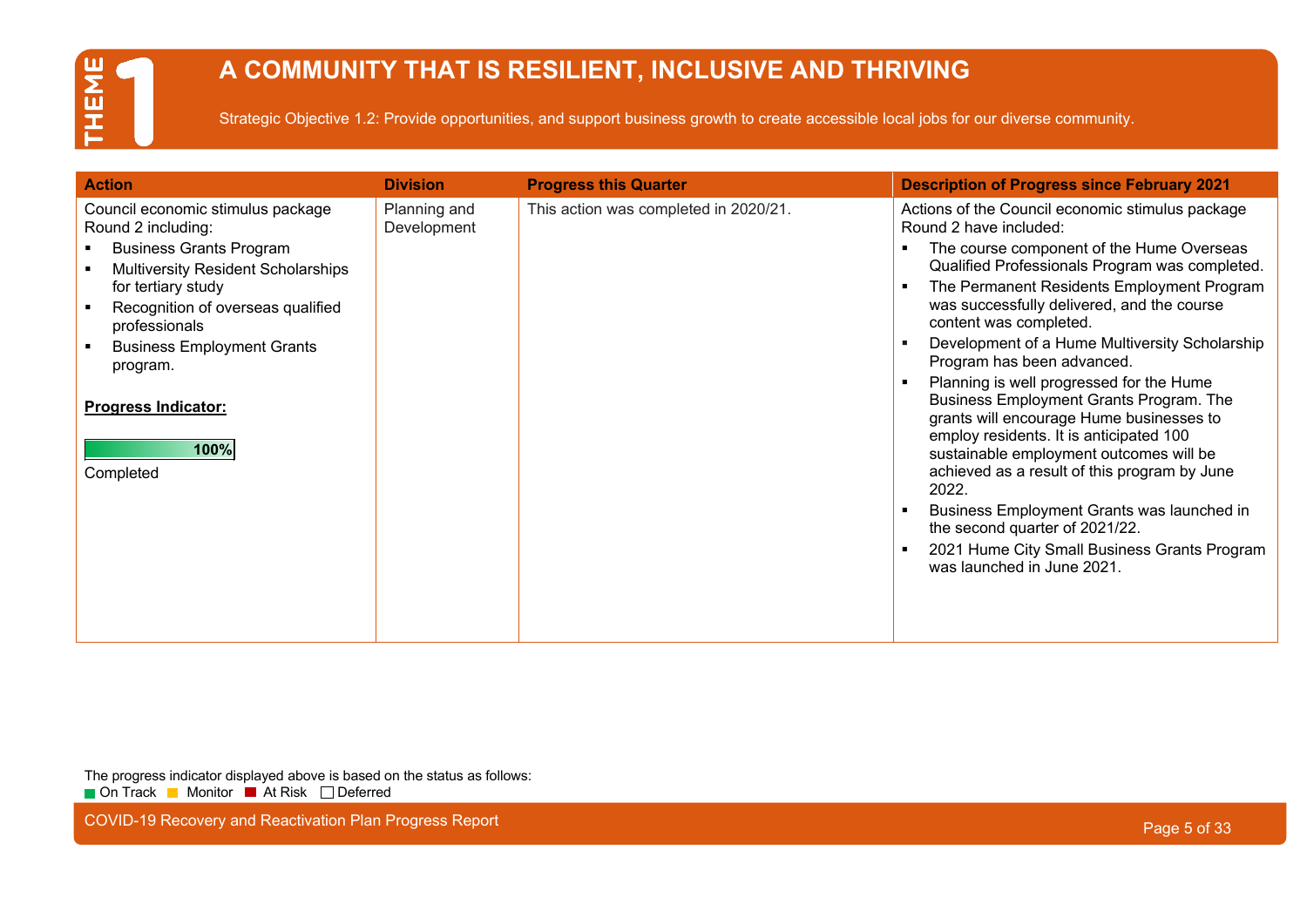# THEME 1

## A COMMUNITY THAT IS RESILIENT, INCLUSIVE AND THRIVING

Strategic Objective 1.2: Provide opportunities, and support business growth to create accessible local jobs for our diverse community.

| Action | Division | Progress this Quarter | Description of Progress since February 2021 |
|---|---|---|---|
| Council economic stimulus package Round 2 including:<br>▪ Business Grants Program<br>▪ Multiversity Resident Scholarships for tertiary study<br>▪ Recognition of overseas qualified professionals<br>▪ Business Employment Grants program.<br><br>**Progress Indicator:**<br><br>100%<br>Completed | Planning and Development | This action was completed in 2020/21. | Actions of the Council economic stimulus package Round 2 have included:<br>▪ The course component of the Hume Overseas Qualified Professionals Program was completed.<br>▪ The Permanent Residents Employment Program was successfully delivered, and the course content was completed.<br>▪ Development of a Hume Multiversity Scholarship Program has been advanced.<br>▪ Planning is well progressed for the Hume Business Employment Grants Program. The grants will encourage Hume businesses to employ residents. It is anticipated 100 sustainable employment outcomes will be achieved as a result of this program by June 2022.<br>▪ Business Employment Grants was launched in the second quarter of 2021/22.<br>▪ 2021 Hume City Small Business Grants Program was launched in June 2021. |

The progress indicator displayed above is based on the status as follows:
On Track Monitor At Risk Deferred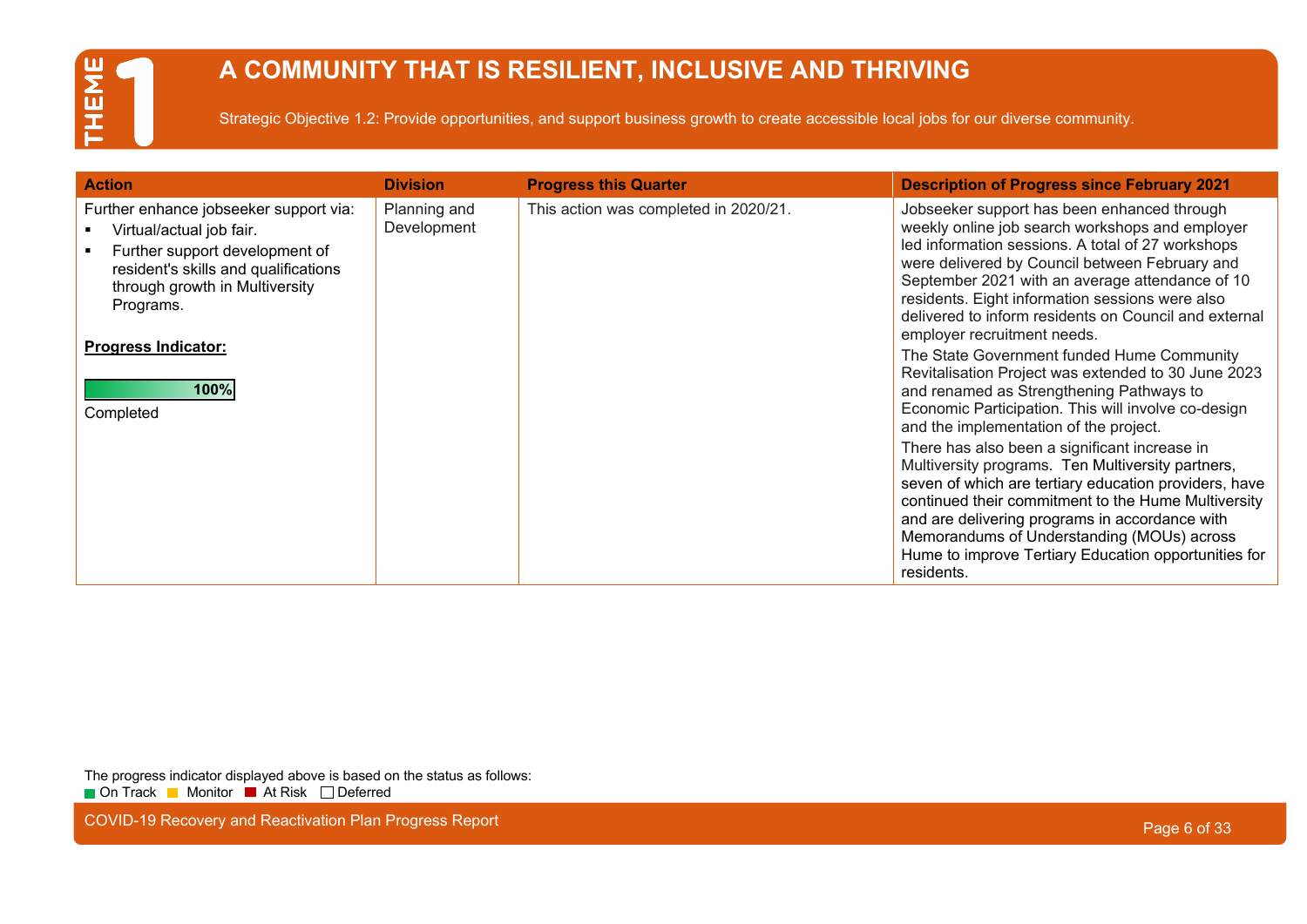# THEME 1

## A COMMUNITY THAT IS RESILIENT, INCLUSIVE AND THRIVING

Strategic Objective 1.2: Provide opportunities, and support business growth to create accessible local jobs for our diverse community.

| Action | Division | Progress this Quarter | Description of Progress since February 2021 |
|---|---|---|---|
| Further enhance jobseeker support via:<br>▪ Virtual/actual job fair.<br>▪ Further support development of resident's skills and qualifications through growth in Multiversity Programs.<br><br>**Progress Indicator:**<br><br>100%<br>Completed | Planning and Development | This action was completed in 2020/21. | Jobseeker support has been enhanced through weekly online job search workshops and employer led information sessions. A total of 27 workshops were delivered by Council between February and September 2021 with an average attendance of 10 residents. Eight information sessions were also delivered to inform residents on Council and external employer recruitment needs.<br>The State Government funded Hume Community Revitalisation Project was extended to 30 June 2023 and renamed as Strengthening Pathways to Economic Participation. This will involve co-design and the implementation of the project.<br>There has also been a significant increase in Multiversity programs. Ten Multiversity partners, seven of which are tertiary education providers, have continued their commitment to the Hume Multiversity and are delivering programs in accordance with Memorandums of Understanding (MOUs) across Hume to improve Tertiary Education opportunities for residents. |

The progress indicator displayed above is based on the status as follows:
On Track | Monitor | At Risk | Deferred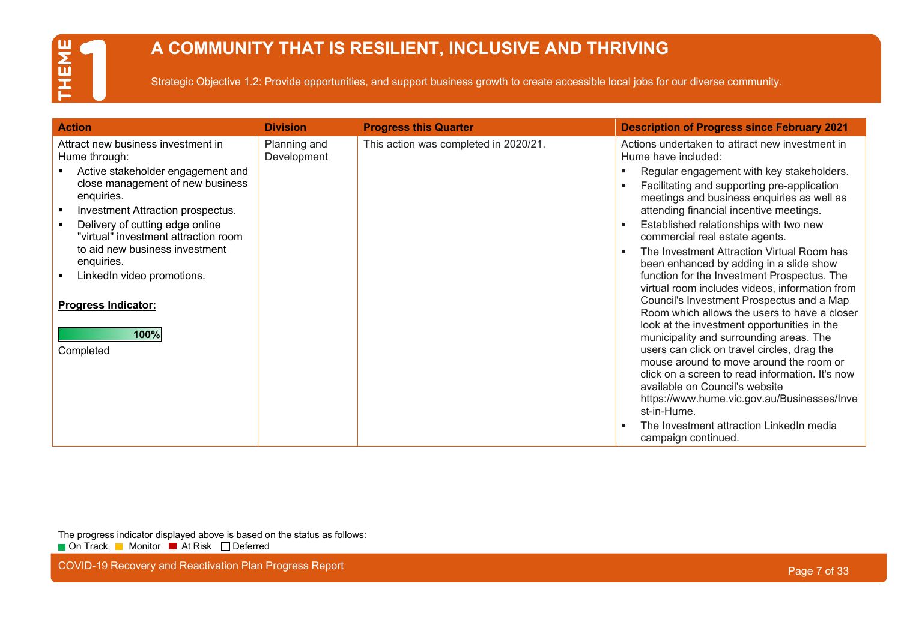# THEME 1

## A COMMUNITY THAT IS RESILIENT, INCLUSIVE AND THRIVING

Strategic Objective 1.2: Provide opportunities, and support business growth to create accessible local jobs for our diverse community.

| Action | Division | Progress this Quarter | Description of Progress since February 2021 |
|---|---|---|---|
| Attract new business investment in Hume through:<br>▪ Active stakeholder engagement and close management of new business enquiries.<br>▪ Investment Attraction prospectus.<br>▪ Delivery of cutting edge online "virtual" investment attraction room to aid new business investment enquiries.<br>▪ LinkedIn video promotions.<br><br>**Progress Indicator:**<br><br>100%<br>Completed | Planning and Development | This action was completed in 2020/21. | Actions undertaken to attract new investment in Hume have included:<br>▪ Regular engagement with key stakeholders.<br>▪ Facilitating and supporting pre-application meetings and business enquiries as well as attending financial incentive meetings.<br>▪ Established relationships with two new commercial real estate agents.<br>▪ The Investment Attraction Virtual Room has been enhanced by adding in a slide show function for the Investment Prospectus. The virtual room includes videos, information from Council's Investment Prospectus and a Map Room which allows the users to have a closer look at the investment opportunities in the municipality and surrounding areas. The users can click on travel circles, drag the mouse around to move around the room or click on a screen to read information. It's now available on Council's website https://www.hume.vic.gov.au/Businesses/Invest-in-Hume.<br>▪ The Investment attraction LinkedIn media campaign continued. |

The progress indicator displayed above is based on the status as follows:
On Track ■ Monitor ■ At Risk ■ Deferred □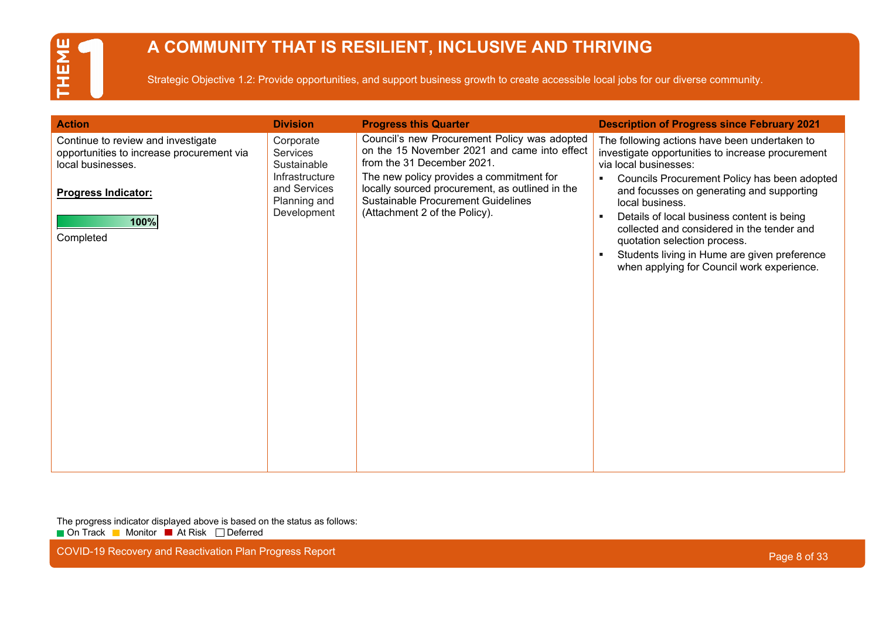# THEME 1

## A COMMUNITY THAT IS RESILIENT, INCLUSIVE AND THRIVING

Strategic Objective 1.2: Provide opportunities, and support business growth to create accessible local jobs for our diverse community.

| Action | Division | Progress this Quarter | Description of Progress since February 2021 |
|---|---|---|---|
| Continue to review and investigate opportunities to increase procurement via local businesses.<br><br>**Progress Indicator:**<br><br>100%<br><br>Completed | Corporate Services<br>Sustainable Infrastructure and Services<br>Planning and Development | Council's new Procurement Policy was adopted on the 15 November 2021 and came into effect from the 31 December 2021.<br>The new policy provides a commitment for locally sourced procurement, as outlined in the Sustainable Procurement Guidelines (Attachment 2 of the Policy). | The following actions have been undertaken to investigate opportunities to increase procurement via local businesses:<br>▪ Councils Procurement Policy has been adopted and focusses on generating and supporting local business.<br>▪ Details of local business content is being collected and considered in the tender and quotation selection process.<br>▪ Students living in Hume are given preference when applying for Council work experience. |

The progress indicator displayed above is based on the status as follows:
On Track, Monitor, At Risk, Deferred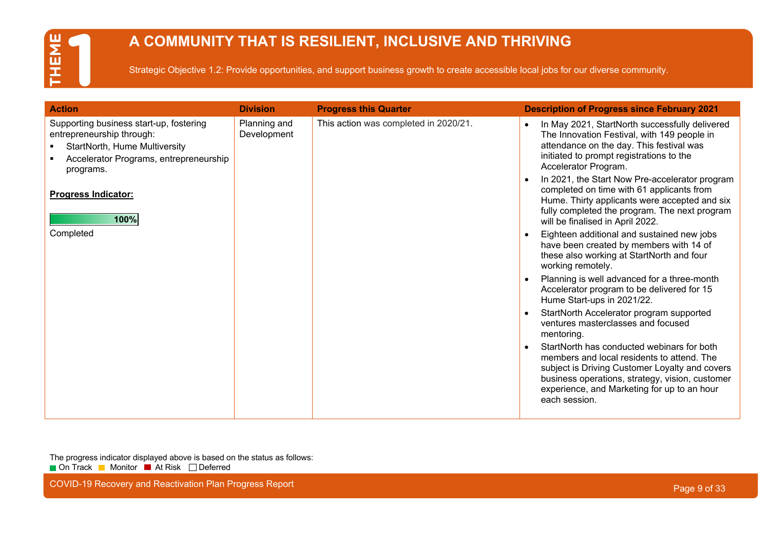# THEME 1

# A COMMUNITY THAT IS RESILIENT, INCLUSIVE AND THRIVING

Strategic Objective 1.2: Provide opportunities, and support business growth to create accessible local jobs for our diverse community.

| Action | Division | Progress this Quarter | Description of Progress since February 2021 |
|---|---|---|---|
| Supporting business start-up, fostering entrepreneurship through:<br>▪ StartNorth, Hume Multiversity<br>▪ Accelerator Programs, entrepreneurship programs.<br><br>**Progress Indicator:**<br><br>100%<br><br>Completed | Planning and Development | This action was completed in 2020/21. | • In May 2021, StartNorth successfully delivered The Innovation Festival, with 149 people in attendance on the day. This festival was initiated to prompt registrations to the Accelerator Program.<br>• In 2021, the Start Now Pre-accelerator program completed on time with 61 applicants from Hume. Thirty applicants were accepted and six fully completed the program. The next program will be finalised in April 2022.<br>• Eighteen additional and sustained new jobs have been created by members with 14 of these also working at StartNorth and four working remotely.<br>• Planning is well advanced for a three-month Accelerator program to be delivered for 15 Hume Start-ups in 2021/22.<br>• StartNorth Accelerator program supported ventures masterclasses and focused mentoring.<br>• StartNorth has conducted webinars for both members and local residents to attend. The subject is Driving Customer Loyalty and covers business operations, strategy, vision, customer experience, and Marketing for up to an hour each session. |

The progress indicator displayed above is based on the status as follows:
On Track  Monitor  At Risk  Deferred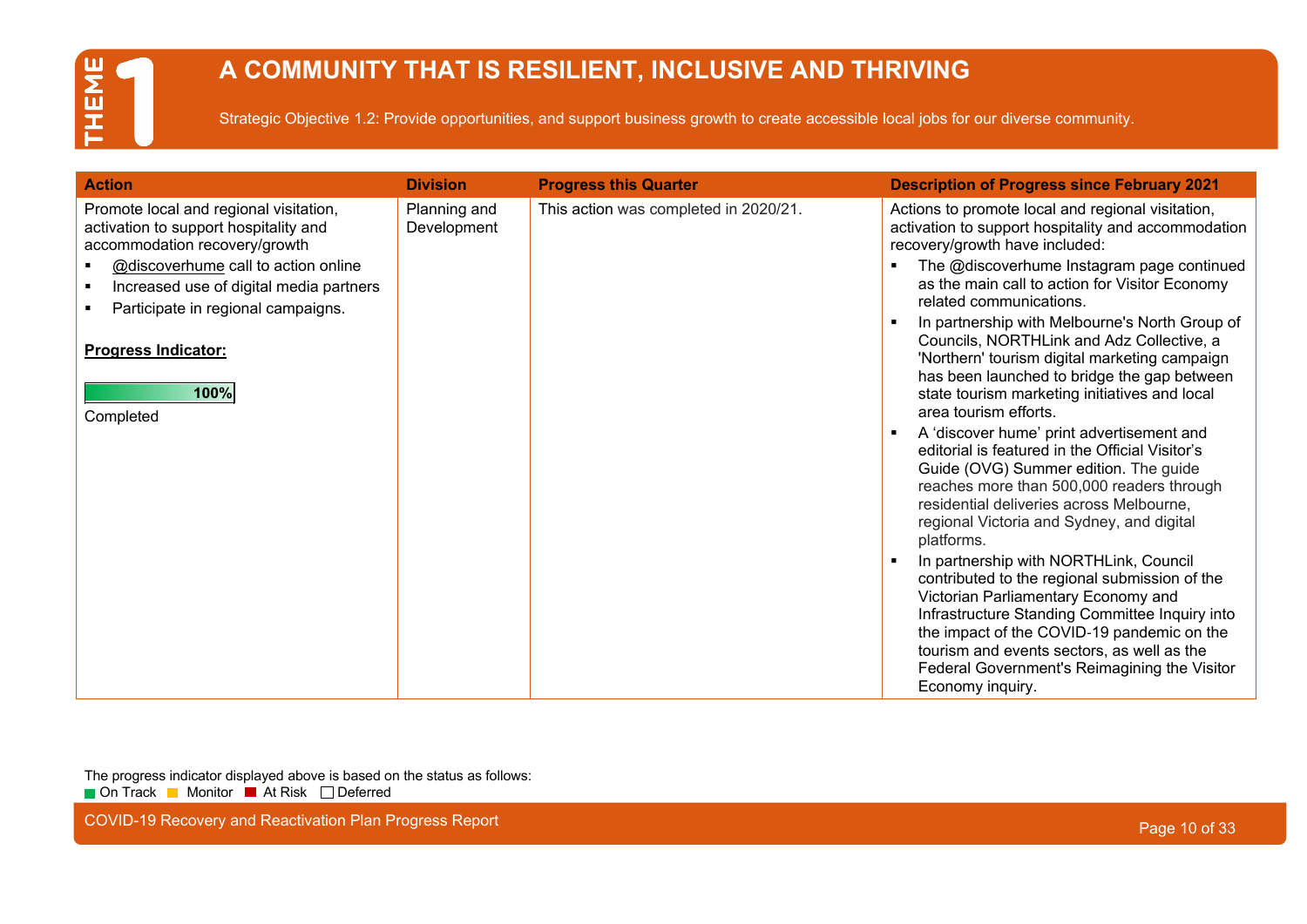# THEME 1

## A COMMUNITY THAT IS RESILIENT, INCLUSIVE AND THRIVING

Strategic Objective 1.2: Provide opportunities, and support business growth to create accessible local jobs for our diverse community.

| Action | Division | Progress this Quarter | Description of Progress since February 2021 |
|---|---|---|---|
| Promote local and regional visitation, activation to support hospitality and accommodation recovery/growth<br>▪ @discoverhume call to action online<br>▪ Increased use of digital media partners<br>▪ Participate in regional campaigns.<br><br>**Progress Indicator:**<br>100%<br>Completed | Planning and Development | This action was completed in 2020/21. | Actions to promote local and regional visitation, activation to support hospitality and accommodation recovery/growth have included:<br>▪ The @discoverhume Instagram page continued as the main call to action for Visitor Economy related communications.<br>▪ In partnership with Melbourne's North Group of Councils, NORTHLink and Adz Collective, a 'Northern' tourism digital marketing campaign has been launched to bridge the gap between state tourism marketing initiatives and local area tourism efforts.<br>▪ A 'discover hume' print advertisement and editorial is featured in the Official Visitor's Guide (OVG) Summer edition. The guide reaches more than 500,000 readers through residential deliveries across Melbourne, regional Victoria and Sydney, and digital platforms.<br>▪ In partnership with NORTHLink, Council contributed to the regional submission of the Victorian Parliamentary Economy and Infrastructure Standing Committee Inquiry into the impact of the COVID-19 pandemic on the tourism and events sectors, as well as the Federal Government's Reimagining the Visitor Economy inquiry. |

The progress indicator displayed above is based on the status as follows:
On Track, Monitor, At Risk, Deferred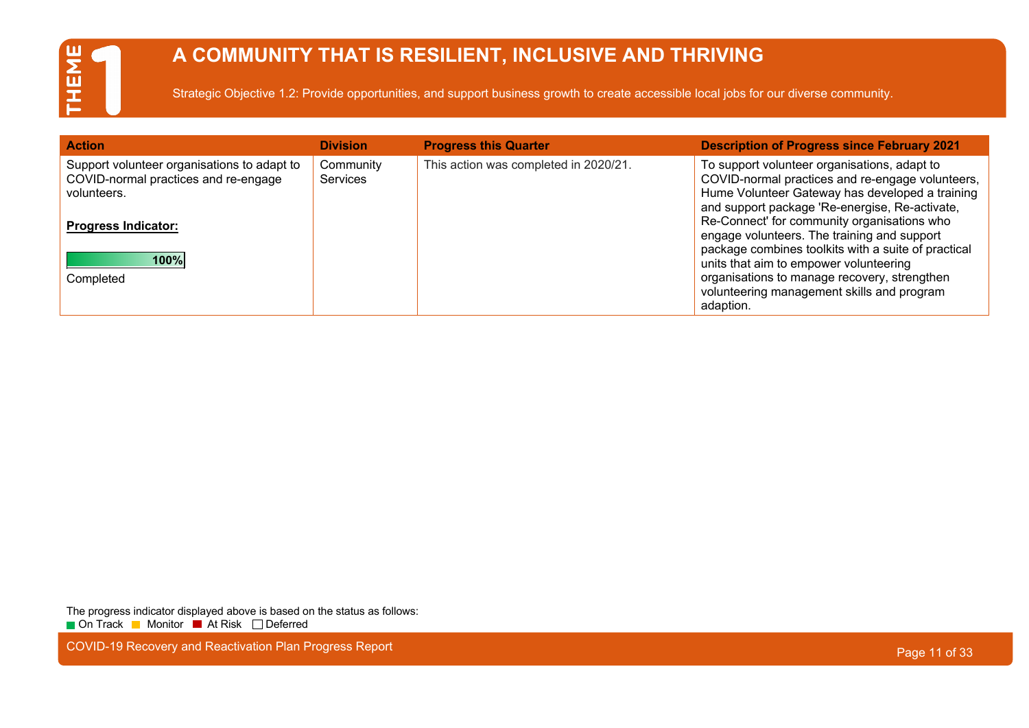# THEME 1

## A COMMUNITY THAT IS RESILIENT, INCLUSIVE AND THRIVING

Strategic Objective 1.2: Provide opportunities, and support business growth to create accessible local jobs for our diverse community.

| Action | Division | Progress this Quarter | Description of Progress since February 2021 |
| --- | --- | --- | --- |
| Support volunteer organisations to adapt to COVID-normal practices and re-engage volunteers.<br><br>**Progress Indicator:**<br><br>100%<br>Completed | Community Services | This action was completed in 2020/21. | To support volunteer organisations, adapt to COVID-normal practices and re-engage volunteers, Hume Volunteer Gateway has developed a training and support package 'Re-energise, Re-activate, Re-Connect' for community organisations who engage volunteers. The training and support package combines toolkits with a suite of practical units that aim to empower volunteering organisations to manage recovery, strengthen volunteering management skills and program adaption. |

The progress indicator displayed above is based on the status as follows:
On Track, Monitor, At Risk, Deferred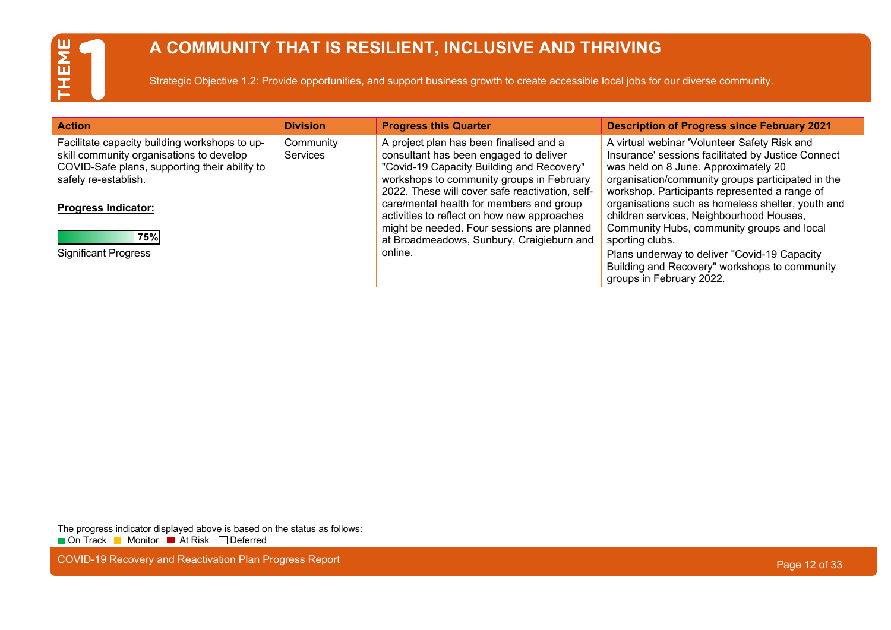# THEME 1

## A COMMUNITY THAT IS RESILIENT, INCLUSIVE AND THRIVING

Strategic Objective 1.2: Provide opportunities, and support business growth to create accessible local jobs for our diverse community.

| Action | Division | Progress this Quarter | Description of Progress since February 2021 |
|---|---|---|---|
| Facilitate capacity building workshops to up-skill community organisations to develop COVID-Safe plans, supporting their ability to safely re-establish.<br><br>**Progress Indicator:**<br><br>75%<br>Significant Progress | Community Services | A project plan has been finalised and a consultant has been engaged to deliver "Covid-19 Capacity Building and Recovery" workshops to community groups in February 2022. These will cover safe reactivation, self-care/mental health for members and group activities to reflect on how new approaches might be needed. Four sessions are planned at Broadmeadows, Sunbury, Craigieburn and online. | A virtual webinar 'Volunteer Safety Risk and Insurance' sessions facilitated by Justice Connect was held on 8 June. Approximately 20 organisation/community groups participated in the workshop. Participants represented a range of organisations such as homeless shelter, youth and children services, Neighbourhood Houses, Community Hubs, community groups and local sporting clubs.<br>Plans underway to deliver "Covid-19 Capacity Building and Recovery" workshops to community groups in February 2022. |

The progress indicator displayed above is based on the status as follows:
On Track, Monitor, At Risk, Deferred

COVID-19 Recovery and Reactivation Plan Progress Report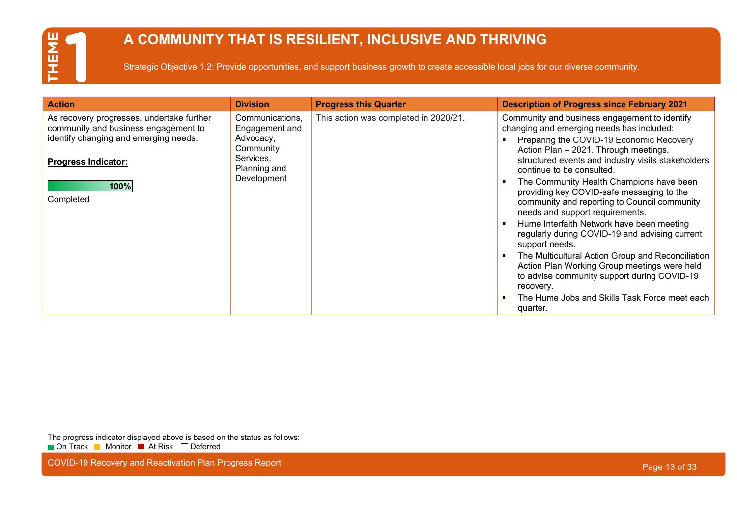# THEME 1

## A COMMUNITY THAT IS RESILIENT, INCLUSIVE AND THRIVING

Strategic Objective 1.2: Provide opportunities, and support business growth to create accessible local jobs for our diverse community.

| Action | Division | Progress this Quarter | Description of Progress since February 2021 |
|---|---|---|---|
| As recovery progresses, undertake further community and business engagement to identify changing and emerging needs.<br><br>**Progress Indicator:**<br><br>100%<br><br>Completed | Communications, Engagement and Advocacy, Community Services, Planning and Development | This action was completed in 2020/21. | Community and business engagement to identify changing and emerging needs has included:<br>▪ Preparing the COVID-19 Economic Recovery Action Plan – 2021. Through meetings, structured events and industry visits stakeholders continue to be consulted.<br>▪ The Community Health Champions have been providing key COVID-safe messaging to the community and reporting to Council community needs and support requirements.<br>▪ Hume Interfaith Network have been meeting regularly during COVID-19 and advising current support needs.<br>▪ The Multicultural Action Group and Reconciliation Action Plan Working Group meetings were held to advise community support during COVID-19 recovery.<br>▪ The Hume Jobs and Skills Task Force meet each quarter. |

The progress indicator displayed above is based on the status as follows:
On Track, Monitor, At Risk, Deferred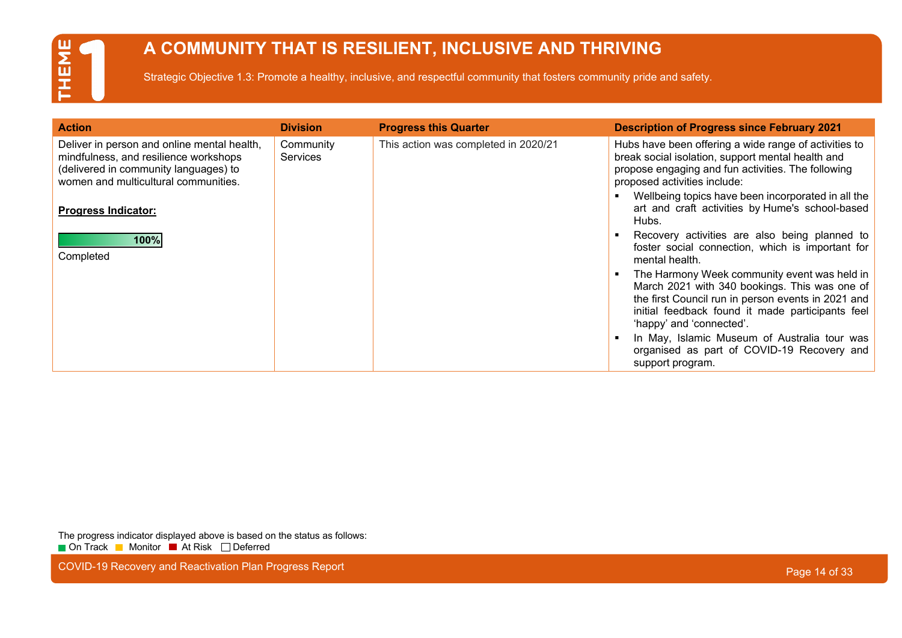# THEME 1

## A COMMUNITY THAT IS RESILIENT, INCLUSIVE AND THRIVING

Strategic Objective 1.3: Promote a healthy, inclusive, and respectful community that fosters community pride and safety.

| Action | Division | Progress this Quarter | Description of Progress since February 2021 |
|---|---|---|---|
| Deliver in person and online mental health, mindfulness, and resilience workshops (delivered in community languages) to women and multicultural communities.<br><br>**Progress Indicator:**<br><br>100%<br>Completed | Community Services | This action was completed in 2020/21 | Hubs have been offering a wide range of activities to break social isolation, support mental health and propose engaging and fun activities. The following proposed activities include:<br>▪ Wellbeing topics have been incorporated in all the art and craft activities by Hume's school-based Hubs.<br>▪ Recovery activities are also being planned to foster social connection, which is important for mental health.<br>▪ The Harmony Week community event was held in March 2021 with 340 bookings. This was one of the first Council run in person events in 2021 and initial feedback found it made participants feel 'happy' and 'connected'.<br>▪ In May, Islamic Museum of Australia tour was organised as part of COVID-19 Recovery and support program. |

The progress indicator displayed above is based on the status as follows:
On Track, Monitor, At Risk, Deferred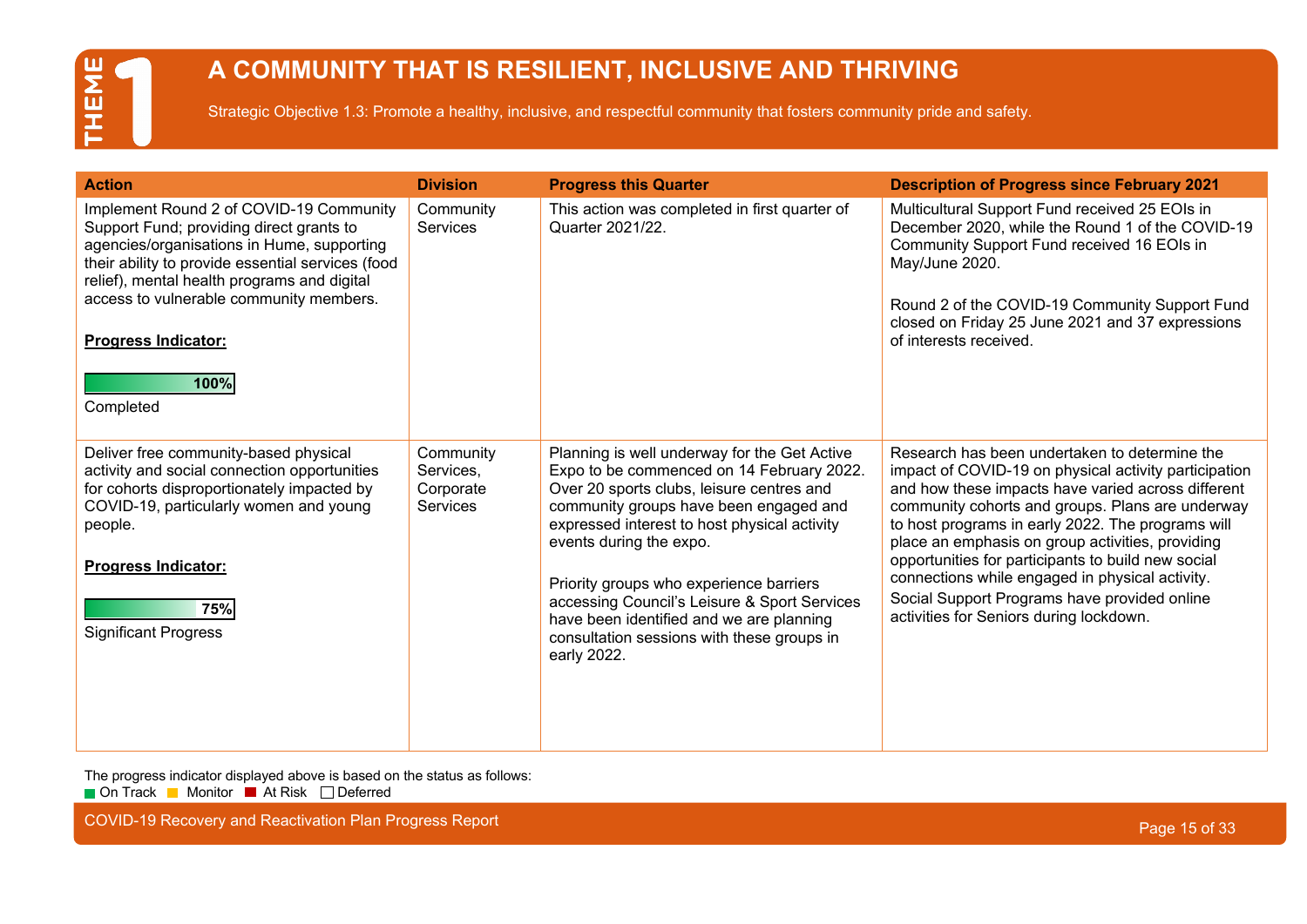# THEME 1

## A COMMUNITY THAT IS RESILIENT, INCLUSIVE AND THRIVING

Strategic Objective 1.3: Promote a healthy, inclusive, and respectful community that fosters community pride and safety.

| Action | Division | Progress this Quarter | Description of Progress since February 2021 |
|---|---|---|---|
| Implement Round 2 of COVID-19 Community Support Fund; providing direct grants to agencies/organisations in Hume, supporting their ability to provide essential services (food relief), mental health programs and digital access to vulnerable community members.<br><br>**Progress Indicator:**<br><br>100%<br>Completed | Community Services | This action was completed in first quarter of Quarter 2021/22. | Multicultural Support Fund received 25 EOIs in December 2020, while the Round 1 of the COVID-19 Community Support Fund received 16 EOIs in May/June 2020.<br><br>Round 2 of the COVID-19 Community Support Fund closed on Friday 25 June 2021 and 37 expressions of interests received. |
| Deliver free community-based physical activity and social connection opportunities for cohorts disproportionately impacted by COVID-19, particularly women and young people.<br><br>**Progress Indicator:**<br><br>75%<br>Significant Progress | Community Services, Corporate Services | Planning is well underway for the Get Active Expo to be commenced on 14 February 2022. Over 20 sports clubs, leisure centres and community groups have been engaged and expressed interest to host physical activity events during the expo.<br><br>Priority groups who experience barriers accessing Council's Leisure & Sport Services have been identified and we are planning consultation sessions with these groups in early 2022. | Research has been undertaken to determine the impact of COVID-19 on physical activity participation and how these impacts have varied across different community cohorts and groups. Plans are underway to host programs in early 2022. The programs will place an emphasis on group activities, providing opportunities for participants to build new social connections while engaged in physical activity.<br>Social Support Programs have provided online activities for Seniors during lockdown. |

The progress indicator displayed above is based on the status as follows:
On Track | Monitor | At Risk | Deferred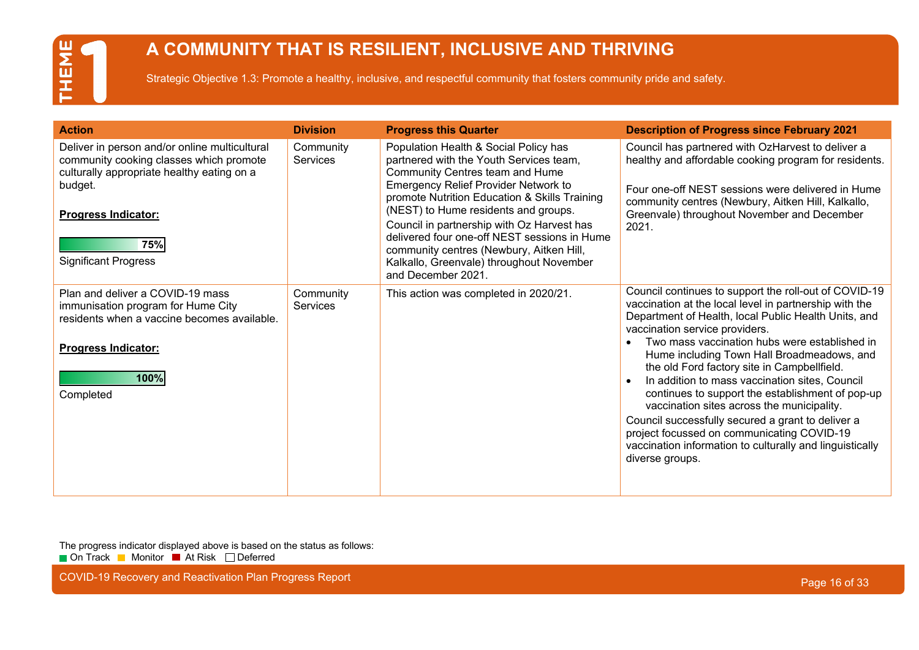# THEME 1

## A COMMUNITY THAT IS RESILIENT, INCLUSIVE AND THRIVING

Strategic Objective 1.3: Promote a healthy, inclusive, and respectful community that fosters community pride and safety.

| Action | Division | Progress this Quarter | Description of Progress since February 2021 |
|---|---|---|---|
| Deliver in person and/or online multicultural community cooking classes which promote culturally appropriate healthy eating on a budget.<br><br>**Progress Indicator:**<br><br>75%<br>Significant Progress | Community Services | Population Health & Social Policy has partnered with the Youth Services team, Community Centres team and Hume Emergency Relief Provider Network to promote Nutrition Education & Skills Training (NEST) to Hume residents and groups.<br>Council in partnership with Oz Harvest has delivered four one-off NEST sessions in Hume community centres (Newbury, Aitken Hill, Kalkallo, Greenvale) throughout November and December 2021. | Council has partnered with OzHarvest to deliver a healthy and affordable cooking program for residents.<br><br>Four one-off NEST sessions were delivered in Hume community centres (Newbury, Aitken Hill, Kalkallo, Greenvale) throughout November and December 2021. |
| Plan and deliver a COVID-19 mass immunisation program for Hume City residents when a vaccine becomes available.<br><br>**Progress Indicator:**<br><br>100%<br>Completed | Community Services | This action was completed in 2020/21. | Council continues to support the roll-out of COVID-19 vaccination at the local level in partnership with the Department of Health, local Public Health Units, and vaccination service providers.<br>• Two mass vaccination hubs were established in Hume including Town Hall Broadmeadows, and the old Ford factory site in Campbellfield.<br>• In addition to mass vaccination sites, Council continues to support the establishment of pop-up vaccination sites across the municipality.<br>Council successfully secured a grant to deliver a project focussed on communicating COVID-19 vaccination information to culturally and linguistically diverse groups. |

The progress indicator displayed above is based on the status as follows:
On Track | Monitor | At Risk | Deferred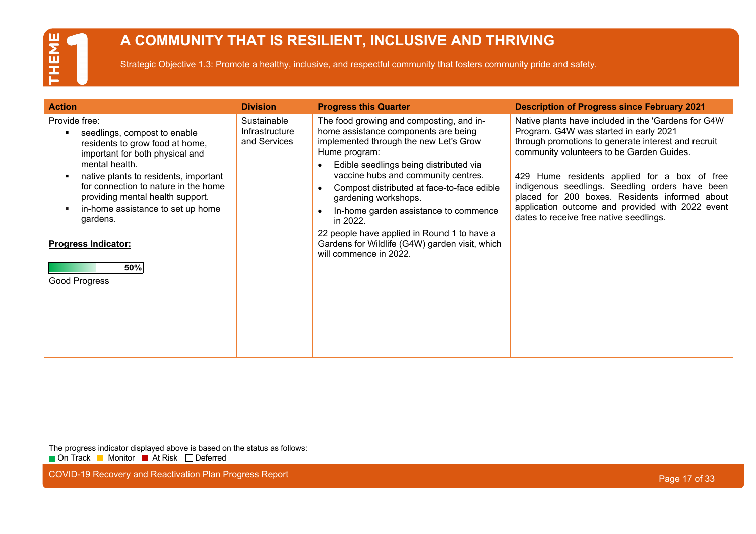# THEME 1

## A COMMUNITY THAT IS RESILIENT, INCLUSIVE AND THRIVING

Strategic Objective 1.3: Promote a healthy, inclusive, and respectful community that fosters community pride and safety.

| Action | Division | Progress this Quarter | Description of Progress since February 2021 |
|---|---|---|---|
| Provide free:<br>▪ seedlings, compost to enable residents to grow food at home, important for both physical and mental health.<br>▪ native plants to residents, important for connection to nature in the home providing mental health support.<br>▪ in-home assistance to set up home gardens.<br><br>**Progress Indicator:**<br><br>50%<br>Good Progress | Sustainable Infrastructure and Services | The food growing and composting, and in-home assistance components are being implemented through the new Let's Grow Hume program:<br>• Edible seedlings being distributed via vaccine hubs and community centres.<br>• Compost distributed at face-to-face edible gardening workshops.<br>• In-home garden assistance to commence in 2022.<br><br>22 people have applied in Round 1 to have a Gardens for Wildlife (G4W) garden visit, which will commence in 2022. | Native plants have included in the 'Gardens for G4W Program. G4W was started in early 2021 through promotions to generate interest and recruit community volunteers to be Garden Guides.<br><br>429 Hume residents applied for a box of free indigenous seedlings. Seedling orders have been placed for 200 boxes. Residents informed about application outcome and provided with 2022 event dates to receive free native seedlings. |

The progress indicator displayed above is based on the status as follows:
On Track | Monitor | At Risk | Deferred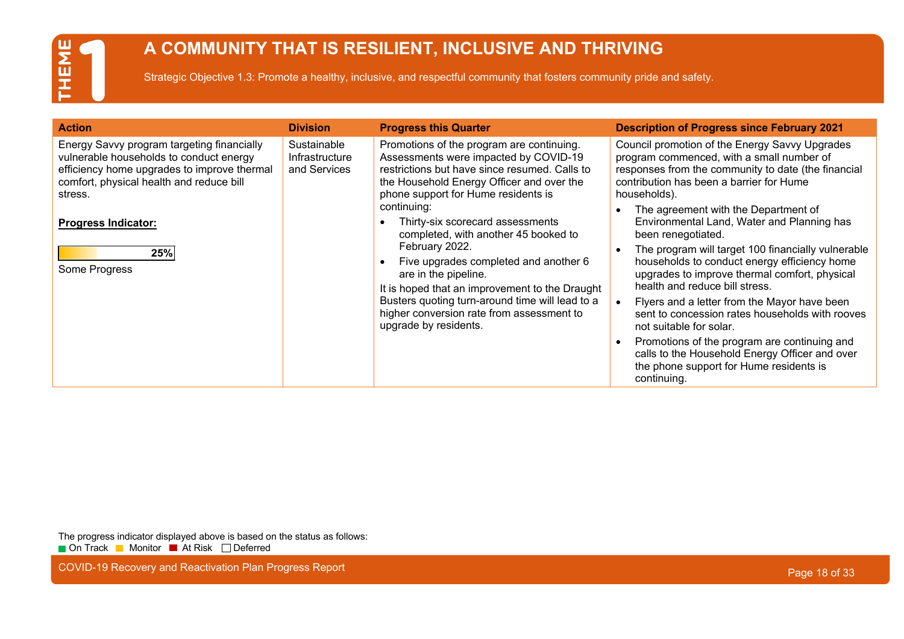# THEME 1

## A COMMUNITY THAT IS RESILIENT, INCLUSIVE AND THRIVING

Strategic Objective 1.3: Promote a healthy, inclusive, and respectful community that fosters community pride and safety.

| Action | Division | Progress this Quarter | Description of Progress since February 2021 |
|---|---|---|---|
| Energy Savvy program targeting financially vulnerable households to conduct energy efficiency home upgrades to improve thermal comfort, physical health and reduce bill stress.<br><br>**Progress Indicator:**<br><br>25%<br><br>Some Progress | Sustainable Infrastructure and Services | Promotions of the program are continuing. Assessments were impacted by COVID-19 restrictions but have since resumed. Calls to the Household Energy Officer and over the phone support for Hume residents is continuing:<br>• Thirty-six scorecard assessments completed, with another 45 booked to February 2022.<br>• Five upgrades completed and another 6 are in the pipeline.<br>It is hoped that an improvement to the Draught Busters quoting turn-around time will lead to a higher conversion rate from assessment to upgrade by residents. | Council promotion of the Energy Savvy Upgrades program commenced, with a small number of responses from the community to date (the financial contribution has been a barrier for Hume households).<br>• The agreement with the Department of Environmental Land, Water and Planning has been renegotiated.<br>• The program will target 100 financially vulnerable households to conduct energy efficiency home upgrades to improve thermal comfort, physical health and reduce bill stress.<br>• Flyers and a letter from the Mayor have been sent to concession rates households with rooves not suitable for solar.<br>• Promotions of the program are continuing and calls to the Household Energy Officer and over the phone support for Hume residents is continuing. |

The progress indicator displayed above is based on the status as follows:
On Track / Monitor / At Risk / Deferred

COVID-19 Recovery and Reactivation Plan Progress Report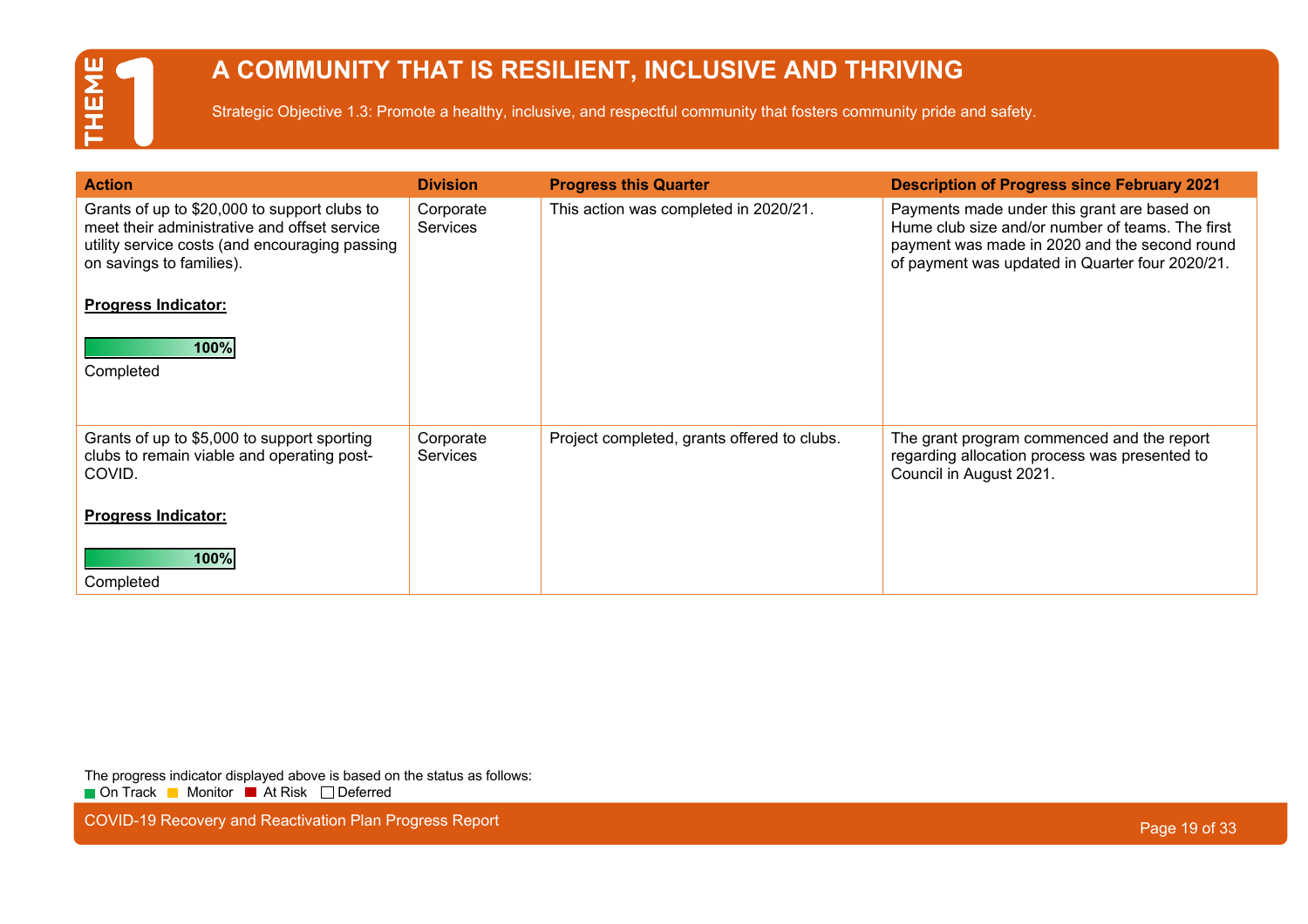# THEME 1

## A COMMUNITY THAT IS RESILIENT, INCLUSIVE AND THRIVING

Strategic Objective 1.3: Promote a healthy, inclusive, and respectful community that fosters community pride and safety.

| Action | Division | Progress this Quarter | Description of Progress since February 2021 |
|---|---|---|---|
| Grants of up to $20,000 to support clubs to meet their administrative and offset service utility service costs (and encouraging passing on savings to families).<br><br>**Progress Indicator:**<br><br>100%<br>Completed | Corporate Services | This action was completed in 2020/21. | Payments made under this grant are based on Hume club size and/or number of teams. The first payment was made in 2020 and the second round of payment was updated in Quarter four 2020/21. |
| Grants of up to $5,000 to support sporting clubs to remain viable and operating post-COVID.<br><br>**Progress Indicator:**<br><br>100%<br>Completed | Corporate Services | Project completed, grants offered to clubs. | The grant program commenced and the report regarding allocation process was presented to Council in August 2021. |

The progress indicator displayed above is based on the status as follows:
On Track, Monitor, At Risk, Deferred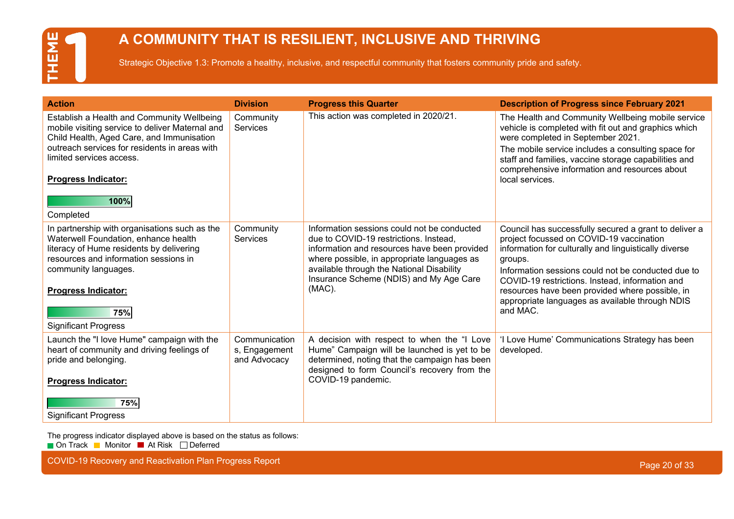# THEME 1

## A COMMUNITY THAT IS RESILIENT, INCLUSIVE AND THRIVING

Strategic Objective 1.3: Promote a healthy, inclusive, and respectful community that fosters community pride and safety.

| Action | Division | Progress this Quarter | Description of Progress since February 2021 |
|---|---|---|---|
| Establish a Health and Community Wellbeing mobile visiting service to deliver Maternal and Child Health, Aged Care, and Immunisation outreach services for residents in areas with limited services access.<br><br>**Progress Indicator:**<br><br>100%<br><br>Completed | Community Services | This action was completed in 2020/21. | The Health and Community Wellbeing mobile service vehicle is completed with fit out and graphics which were completed in September 2021.<br><br>The mobile service includes a consulting space for staff and families, vaccine storage capabilities and comprehensive information and resources about local services. |
| In partnership with organisations such as the Waterwell Foundation, enhance health literacy of Hume residents by delivering resources and information sessions in community languages.<br><br>**Progress Indicator:**<br><br>75%<br><br>Significant Progress | Community Services | Information sessions could not be conducted due to COVID-19 restrictions. Instead, information and resources have been provided where possible, in appropriate languages as available through the National Disability Insurance Scheme (NDIS) and My Age Care (MAC). | Council has successfully secured a grant to deliver a project focussed on COVID-19 vaccination information for culturally and linguistically diverse groups.<br><br>Information sessions could not be conducted due to COVID-19 restrictions. Instead, information and resources have been provided where possible, in appropriate languages as available through NDIS and MAC. |
| Launch the "I love Hume" campaign with the heart of community and driving feelings of pride and belonging.<br><br>**Progress Indicator:**<br><br>75%<br><br>Significant Progress | Communications, Engagement and Advocacy | A decision with respect to when the "I Love Hume" Campaign will be launched is yet to be determined, noting that the campaign has been designed to form Council's recovery from the COVID-19 pandemic. | 'I Love Hume' Communications Strategy has been developed. |

The progress indicator displayed above is based on the status as follows:
On Track | Monitor | At Risk | Deferred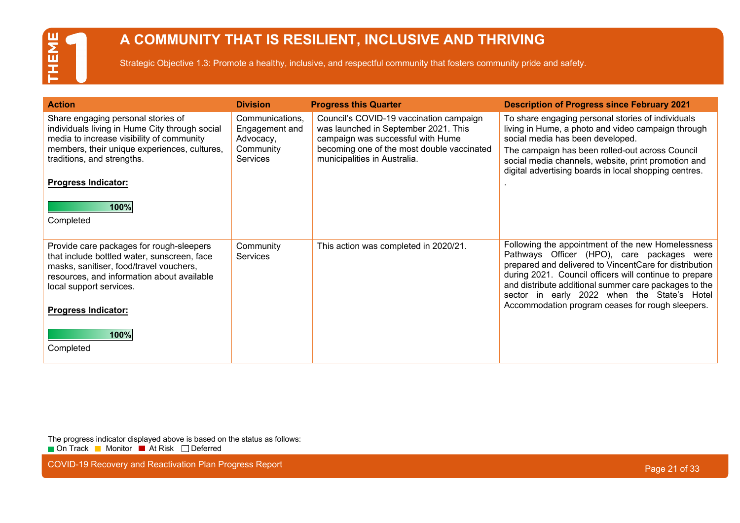# THEME 1

## A COMMUNITY THAT IS RESILIENT, INCLUSIVE AND THRIVING

Strategic Objective 1.3: Promote a healthy, inclusive, and respectful community that fosters community pride and safety.

| Action | Division | Progress this Quarter | Description of Progress since February 2021 |
|---|---|---|---|
| Share engaging personal stories of individuals living in Hume City through social media to increase visibility of community members, their unique experiences, cultures, traditions, and strengths.<br><br>**Progress Indicator:**<br><br>100%<br>Completed | Communications, Engagement and Advocacy, Community Services | Council's COVID-19 vaccination campaign was launched in September 2021. This campaign was successful with Hume becoming one of the most double vaccinated municipalities in Australia. | To share engaging personal stories of individuals living in Hume, a photo and video campaign through social media has been developed.<br>The campaign has been rolled-out across Council social media channels, website, print promotion and digital advertising boards in local shopping centres.<br>. |
| Provide care packages for rough-sleepers that include bottled water, sunscreen, face masks, sanitiser, food/travel vouchers, resources, and information about available local support services.<br><br>**Progress Indicator:**<br><br>100%<br>Completed | Community Services | This action was completed in 2020/21. | Following the appointment of the new Homelessness Pathways Officer (HPO), care packages were prepared and delivered to VincentCare for distribution during 2021. Council officers will continue to prepare and distribute additional summer care packages to the sector in early 2022 when the State's Hotel Accommodation program ceases for rough sleepers. |

The progress indicator displayed above is based on the status as follows:
On Track | Monitor | At Risk | Deferred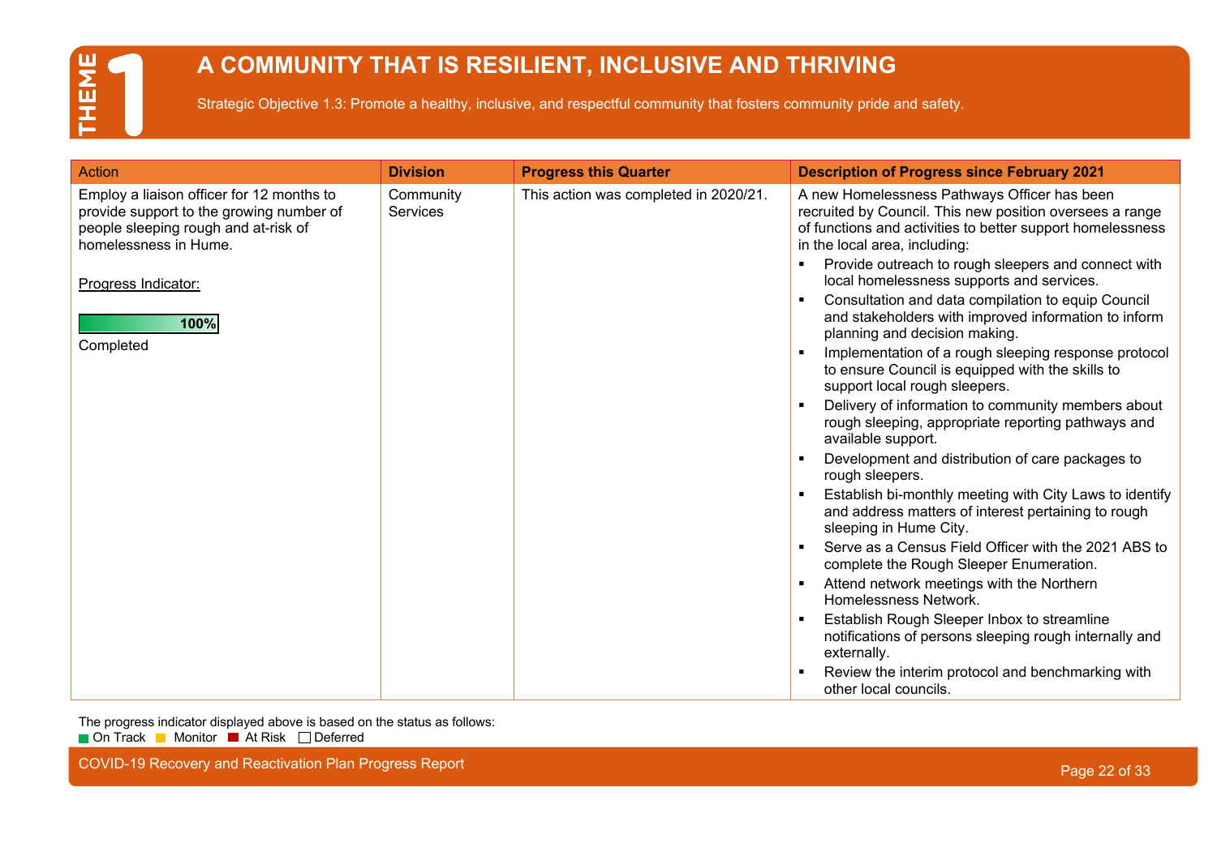# THEME 1

## A COMMUNITY THAT IS RESILIENT, INCLUSIVE AND THRIVING

Strategic Objective 1.3: Promote a healthy, inclusive, and respectful community that fosters community pride and safety.

| Action | Division | Progress this Quarter | Description of Progress since February 2021 |
|---|---|---|---|
| Employ a liaison officer for 12 months to provide support to the growing number of people sleeping rough and at-risk of homelessness in Hume.<br><br>Progress Indicator:<br><br>100%<br><br>Completed | Community Services | This action was completed in 2020/21. | A new Homelessness Pathways Officer has been recruited by Council. This new position oversees a range of functions and activities to better support homelessness in the local area, including:<br>▪ Provide outreach to rough sleepers and connect with local homelessness supports and services.<br>▪ Consultation and data compilation to equip Council and stakeholders with improved information to inform planning and decision making.<br>▪ Implementation of a rough sleeping response protocol to ensure Council is equipped with the skills to support local rough sleepers.<br>▪ Delivery of information to community members about rough sleeping, appropriate reporting pathways and available support.<br>▪ Development and distribution of care packages to rough sleepers.<br>▪ Establish bi-monthly meeting with City Laws to identify and address matters of interest pertaining to rough sleeping in Hume City.<br>▪ Serve as a Census Field Officer with the 2021 ABS to complete the Rough Sleeper Enumeration.<br>▪ Attend network meetings with the Northern Homelessness Network.<br>▪ Establish Rough Sleeper Inbox to streamline notifications of persons sleeping rough internally and externally.<br>▪ Review the interim protocol and benchmarking with other local councils. |

The progress indicator displayed above is based on the status as follows:
On Track, Monitor, At Risk, Deferred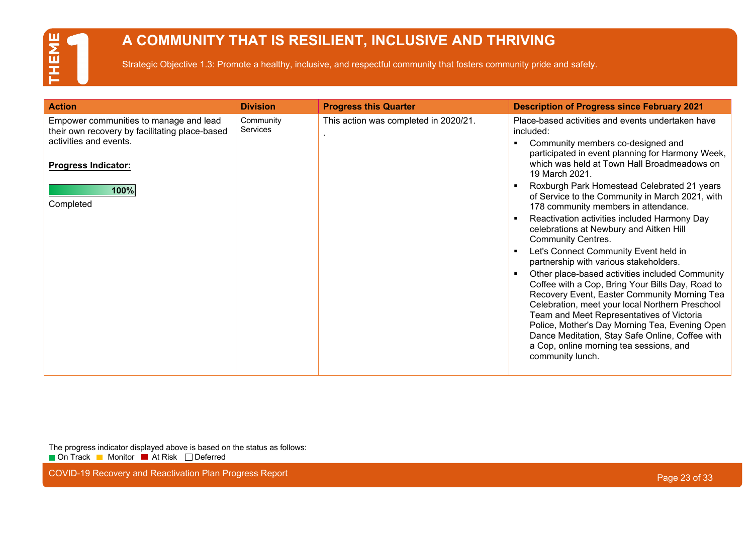# THEME 1

## A COMMUNITY THAT IS RESILIENT, INCLUSIVE AND THRIVING

Strategic Objective 1.3: Promote a healthy, inclusive, and respectful community that fosters community pride and safety.

| Action | Division | Progress this Quarter | Description of Progress since February 2021 |
|---|---|---|---|
| Empower communities to manage and lead their own recovery by facilitating place-based activities and events.<br><br>**Progress Indicator:**<br><br>100%<br>Completed | Community Services | This action was completed in 2020/21.<br>. | Place-based activities and events undertaken have included:<br>▪ Community members co-designed and participated in event planning for Harmony Week, which was held at Town Hall Broadmeadows on 19 March 2021.<br>▪ Roxburgh Park Homestead Celebrated 21 years of Service to the Community in March 2021, with 178 community members in attendance.<br>▪ Reactivation activities included Harmony Day celebrations at Newbury and Aitken Hill Community Centres.<br>▪ Let's Connect Community Event held in partnership with various stakeholders.<br>▪ Other place-based activities included Community Coffee with a Cop, Bring Your Bills Day, Road to Recovery Event, Easter Community Morning Tea Celebration, meet your local Northern Preschool Team and Meet Representatives of Victoria Police, Mother's Day Morning Tea, Evening Open Dance Meditation, Stay Safe Online, Coffee with a Cop, online morning tea sessions, and community lunch. |

The progress indicator displayed above is based on the status as follows:
On Track | Monitor | At Risk | Deferred

COVID-19 Recovery and Reactivation Plan Progress Report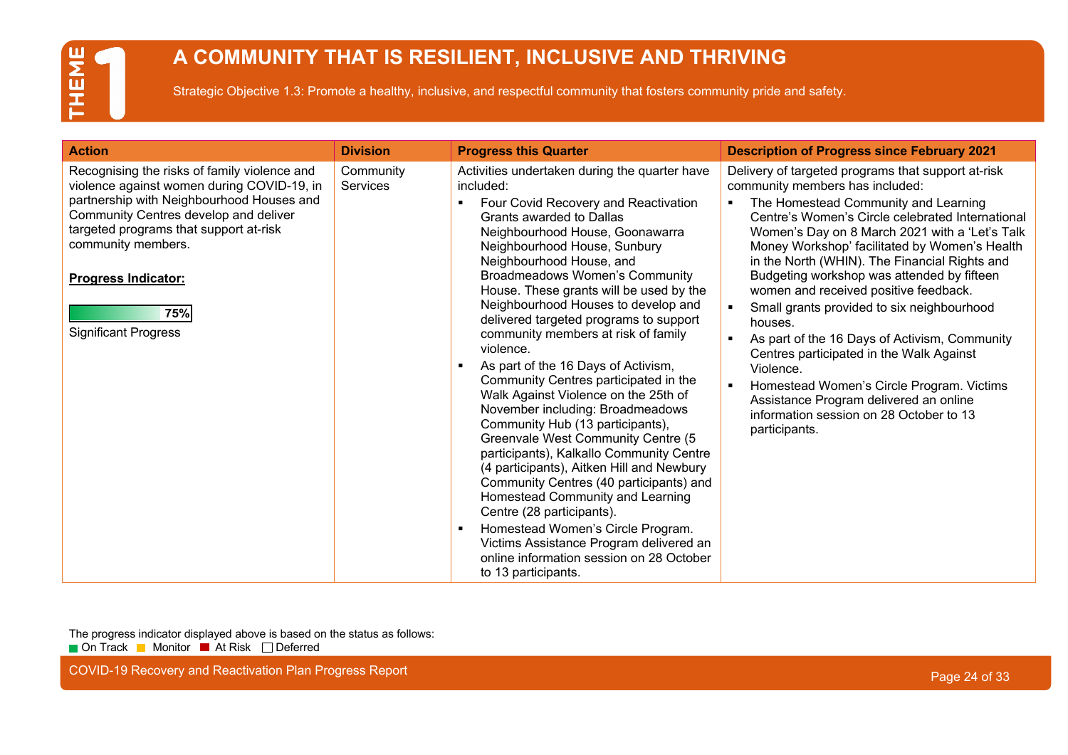# THEME 1

## A COMMUNITY THAT IS RESILIENT, INCLUSIVE AND THRIVING

Strategic Objective 1.3: Promote a healthy, inclusive, and respectful community that fosters community pride and safety.

| Action | Division | Progress this Quarter | Description of Progress since February 2021 |
|---|---|---|---|
| Recognising the risks of family violence and violence against women during COVID-19, in partnership with Neighbourhood Houses and Community Centres develop and deliver targeted programs that support at-risk community members.<br><br>**Progress Indicator:**<br><br>75%<br><br>Significant Progress | Community Services | Activities undertaken during the quarter have included:<br>▪ Four Covid Recovery and Reactivation Grants awarded to Dallas Neighbourhood House, Goonawarra Neighbourhood House, Sunbury Neighbourhood House, and Broadmeadows Women's Community House. These grants will be used by the Neighbourhood Houses to develop and delivered targeted programs to support community members at risk of family violence.<br>▪ As part of the 16 Days of Activism, Community Centres participated in the Walk Against Violence on the 25th of November including: Broadmeadows Community Hub (13 participants), Greenvale West Community Centre (5 participants), Kalkallo Community Centre (4 participants), Aitken Hill and Newbury Community Centres (40 participants) and Homestead Community and Learning Centre (28 participants).<br>▪ Homestead Women's Circle Program. Victims Assistance Program delivered an online information session on 28 October to 13 participants. | Delivery of targeted programs that support at-risk community members has included:<br>▪ The Homestead Community and Learning Centre's Women's Circle celebrated International Women's Day on 8 March 2021 with a 'Let's Talk Money Workshop' facilitated by Women's Health in the North (WHIN). The Financial Rights and Budgeting workshop was attended by fifteen women and received positive feedback.<br>▪ Small grants provided to six neighbourhood houses.<br>▪ As part of the 16 Days of Activism, Community Centres participated in the Walk Against Violence.<br>▪ Homestead Women's Circle Program. Victims Assistance Program delivered an online information session on 28 October to 13 participants. |

The progress indicator displayed above is based on the status as follows:
On Track | Monitor | At Risk | Deferred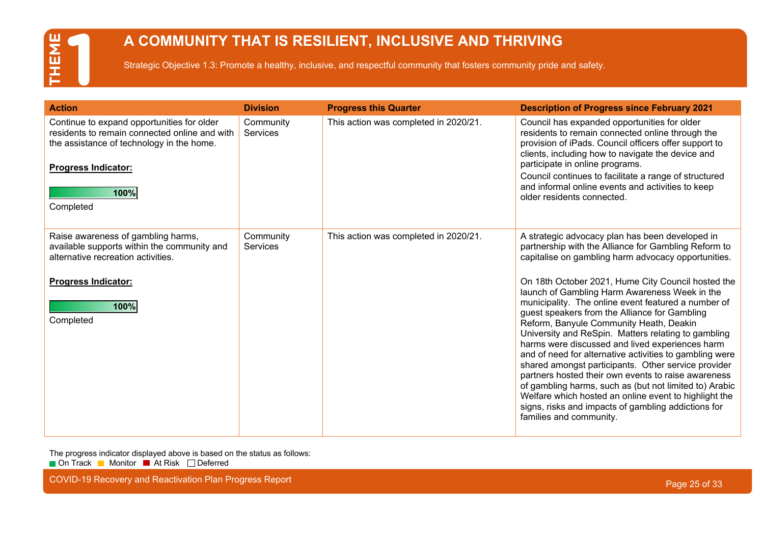# THEME 1

## A COMMUNITY THAT IS RESILIENT, INCLUSIVE AND THRIVING

Strategic Objective 1.3: Promote a healthy, inclusive, and respectful community that fosters community pride and safety.

| Action | Division | Progress this Quarter | Description of Progress since February 2021 |
| --- | --- | --- | --- |
| Continue to expand opportunities for older residents to remain connected online and with the assistance of technology in the home.<br><br>**Progress Indicator:**<br><br>100%<br>Completed | Community Services | This action was completed in 2020/21. | Council has expanded opportunities for older residents to remain connected online through the provision of iPads. Council officers offer support to clients, including how to navigate the device and participate in online programs.<br>Council continues to facilitate a range of structured and informal online events and activities to keep older residents connected. |
| Raise awareness of gambling harms, available supports within the community and alternative recreation activities.<br><br>**Progress Indicator:**<br><br>100%<br>Completed | Community Services | This action was completed in 2020/21. | A strategic advocacy plan has been developed in partnership with the Alliance for Gambling Reform to capitalise on gambling harm advocacy opportunities.<br><br>On 18th October 2021, Hume City Council hosted the launch of Gambling Harm Awareness Week in the municipality. The online event featured a number of guest speakers from the Alliance for Gambling Reform, Banyule Community Heath, Deakin University and ReSpin. Matters relating to gambling harms were discussed and lived experiences harm and of need for alternative activities to gambling were shared amongst participants. Other service provider partners hosted their own events to raise awareness of gambling harms, such as (but not limited to) Arabic Welfare which hosted an online event to highlight the signs, risks and impacts of gambling addictions for families and community. |

The progress indicator displayed above is based on the status as follows:
On Track · Monitor · At Risk · Deferred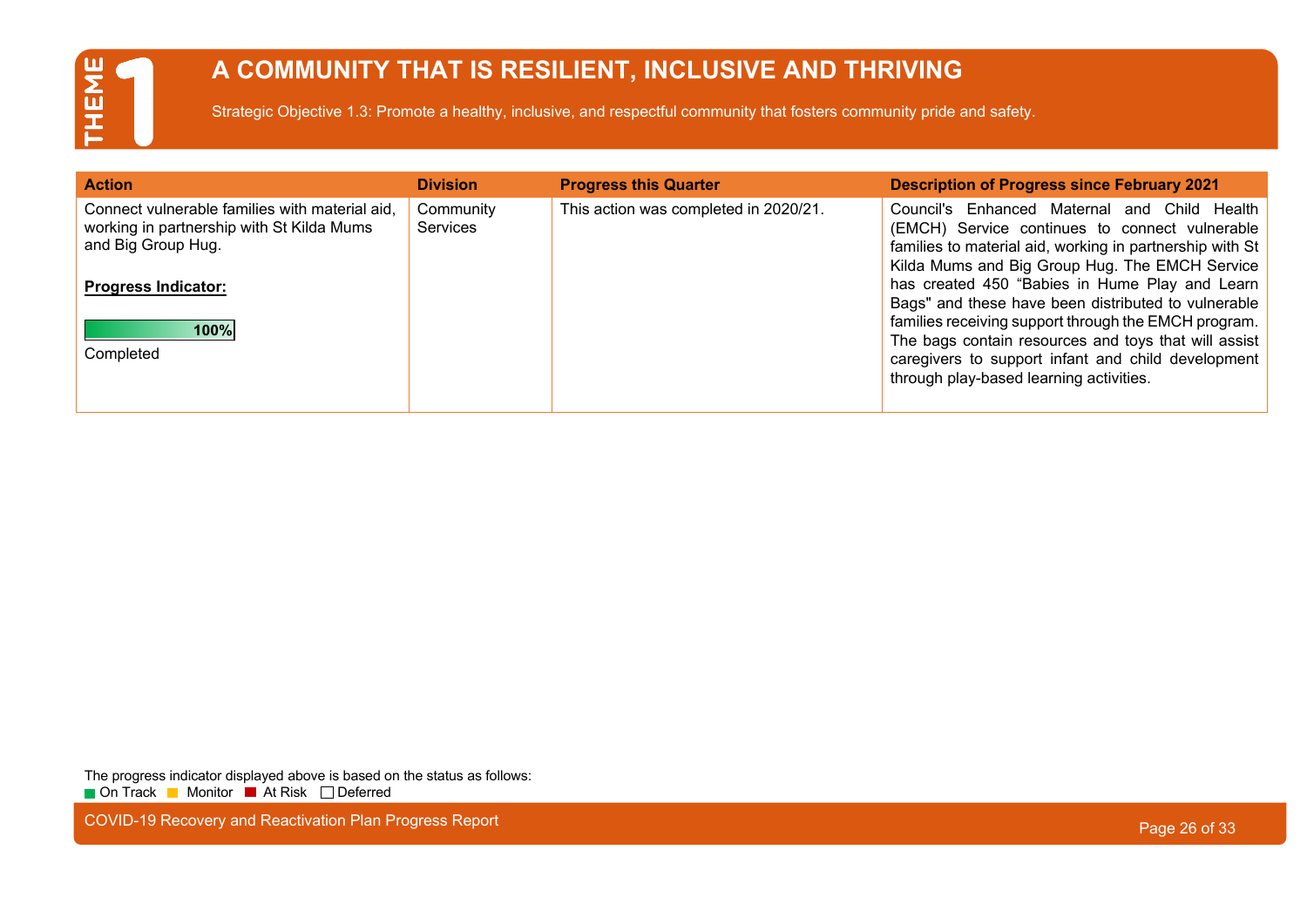# THEME 1

## A COMMUNITY THAT IS RESILIENT, INCLUSIVE AND THRIVING

Strategic Objective 1.3: Promote a healthy, inclusive, and respectful community that fosters community pride and safety.

| Action | Division | Progress this Quarter | Description of Progress since February 2021 |
| --- | --- | --- | --- |
| Connect vulnerable families with material aid, working in partnership with St Kilda Mums and Big Group Hug.<br><br>**Progress Indicator:**<br><br>100%<br>Completed | Community Services | This action was completed in 2020/21. | Council's Enhanced Maternal and Child Health (EMCH) Service continues to connect vulnerable families to material aid, working in partnership with St Kilda Mums and Big Group Hug. The EMCH Service has created 450 "Babies in Hume Play and Learn Bags" and these have been distributed to vulnerable families receiving support through the EMCH program. The bags contain resources and toys that will assist caregivers to support infant and child development through play-based learning activities. |

The progress indicator displayed above is based on the status as follows:
On Track · Monitor · At Risk · Deferred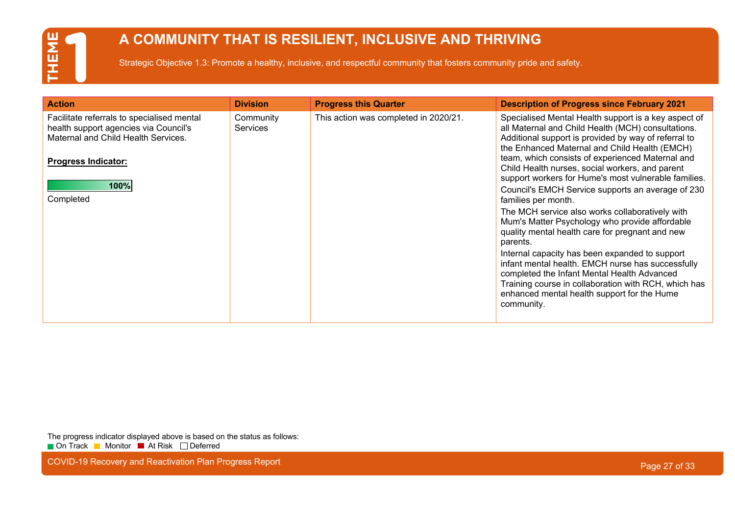# THEME 1

## A COMMUNITY THAT IS RESILIENT, INCLUSIVE AND THRIVING

Strategic Objective 1.3: Promote a healthy, inclusive, and respectful community that fosters community pride and safety.

| Action | Division | Progress this Quarter | Description of Progress since February 2021 |
| --- | --- | --- | --- |
| Facilitate referrals to specialised mental health support agencies via Council's Maternal and Child Health Services.<br><br>**Progress Indicator:**<br><br>100%<br><br>Completed | Community Services | This action was completed in 2020/21. | Specialised Mental Health support is a key aspect of all Maternal and Child Health (MCH) consultations. Additional support is provided by way of referral to the Enhanced Maternal and Child Health (EMCH) team, which consists of experienced Maternal and Child Health nurses, social workers, and parent support workers for Hume's most vulnerable families.<br><br>Council's EMCH Service supports an average of 230 families per month.<br><br>The MCH service also works collaboratively with Mum's Matter Psychology who provide affordable quality mental health care for pregnant and new parents.<br><br>Internal capacity has been expanded to support infant mental health. EMCH nurse has successfully completed the Infant Mental Health Advanced Training course in collaboration with RCH, which has enhanced mental health support for the Hume community. |

The progress indicator displayed above is based on the status as follows:
On Track Monitor At Risk Deferred

COVID-19 Recovery and Reactivation Plan Progress Report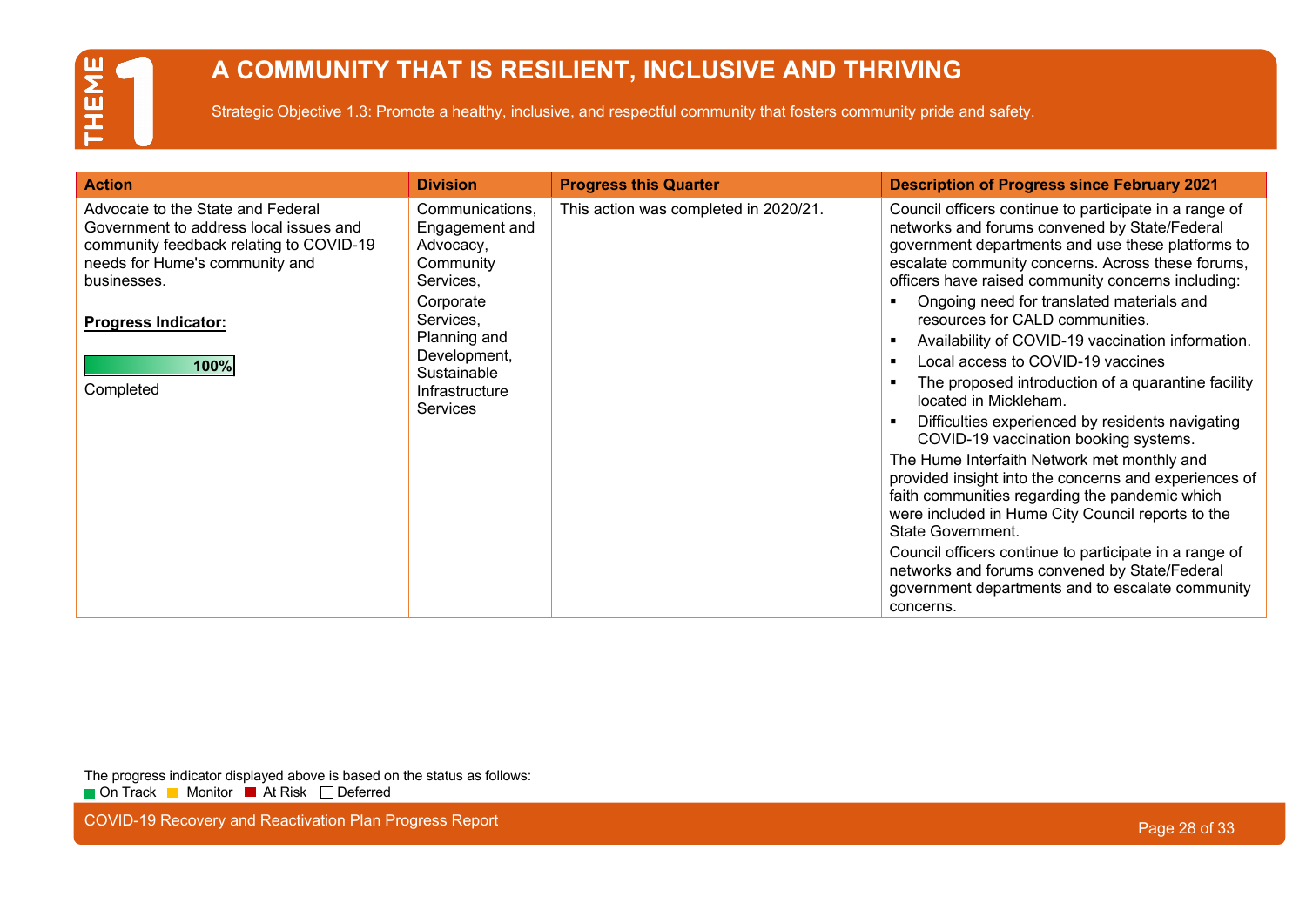# THEME 1

## A COMMUNITY THAT IS RESILIENT, INCLUSIVE AND THRIVING

Strategic Objective 1.3: Promote a healthy, inclusive, and respectful community that fosters community pride and safety.

| Action | Division | Progress this Quarter | Description of Progress since February 2021 |
|---|---|---|---|
| Advocate to the State and Federal Government to address local issues and community feedback relating to COVID-19 needs for Hume's community and businesses.<br><br>**Progress Indicator:**<br><br>100%<br><br>Completed | Communications, Engagement and Advocacy, Community Services, Corporate Services, Planning and Development, Sustainable Infrastructure Services | This action was completed in 2020/21. | Council officers continue to participate in a range of networks and forums convened by State/Federal government departments and use these platforms to escalate community concerns. Across these forums, officers have raised community concerns including:<br>▪ Ongoing need for translated materials and resources for CALD communities.<br>▪ Availability of COVID-19 vaccination information.<br>▪ Local access to COVID-19 vaccines<br>▪ The proposed introduction of a quarantine facility located in Mickleham.<br>▪ Difficulties experienced by residents navigating COVID-19 vaccination booking systems.<br>The Hume Interfaith Network met monthly and provided insight into the concerns and experiences of faith communities regarding the pandemic which were included in Hume City Council reports to the State Government.<br>Council officers continue to participate in a range of networks and forums convened by State/Federal government departments and to escalate community concerns. |

The progress indicator displayed above is based on the status as follows:
On Track | Monitor | At Risk | Deferred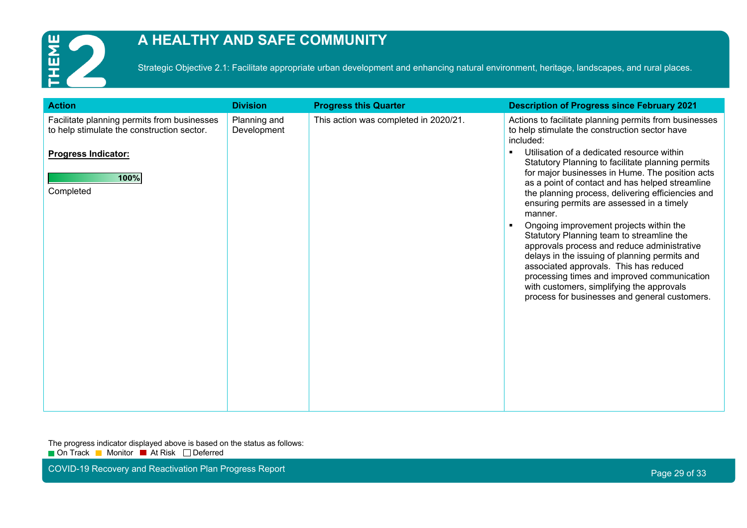# THEME 2

## A HEALTHY AND SAFE COMMUNITY

Strategic Objective 2.1: Facilitate appropriate urban development and enhancing natural environment, heritage, landscapes, and rural places.

| Action | Division | Progress this Quarter | Description of Progress since February 2021 |
|---|---|---|---|
| Facilitate planning permits from businesses to help stimulate the construction sector.<br><br>**Progress Indicator:**<br><br>100%<br><br>Completed | Planning and Development | This action was completed in 2020/21. | Actions to facilitate planning permits from businesses to help stimulate the construction sector have included:<br>▪ Utilisation of a dedicated resource within Statutory Planning to facilitate planning permits for major businesses in Hume. The position acts as a point of contact and has helped streamline the planning process, delivering efficiencies and ensuring permits are assessed in a timely manner.<br>▪ Ongoing improvement projects within the Statutory Planning team to streamline the approvals process and reduce administrative delays in the issuing of planning permits and associated approvals. This has reduced processing times and improved communication with customers, simplifying the approvals process for businesses and general customers. |

The progress indicator displayed above is based on the status as follows:
On Track, Monitor, At Risk, Deferred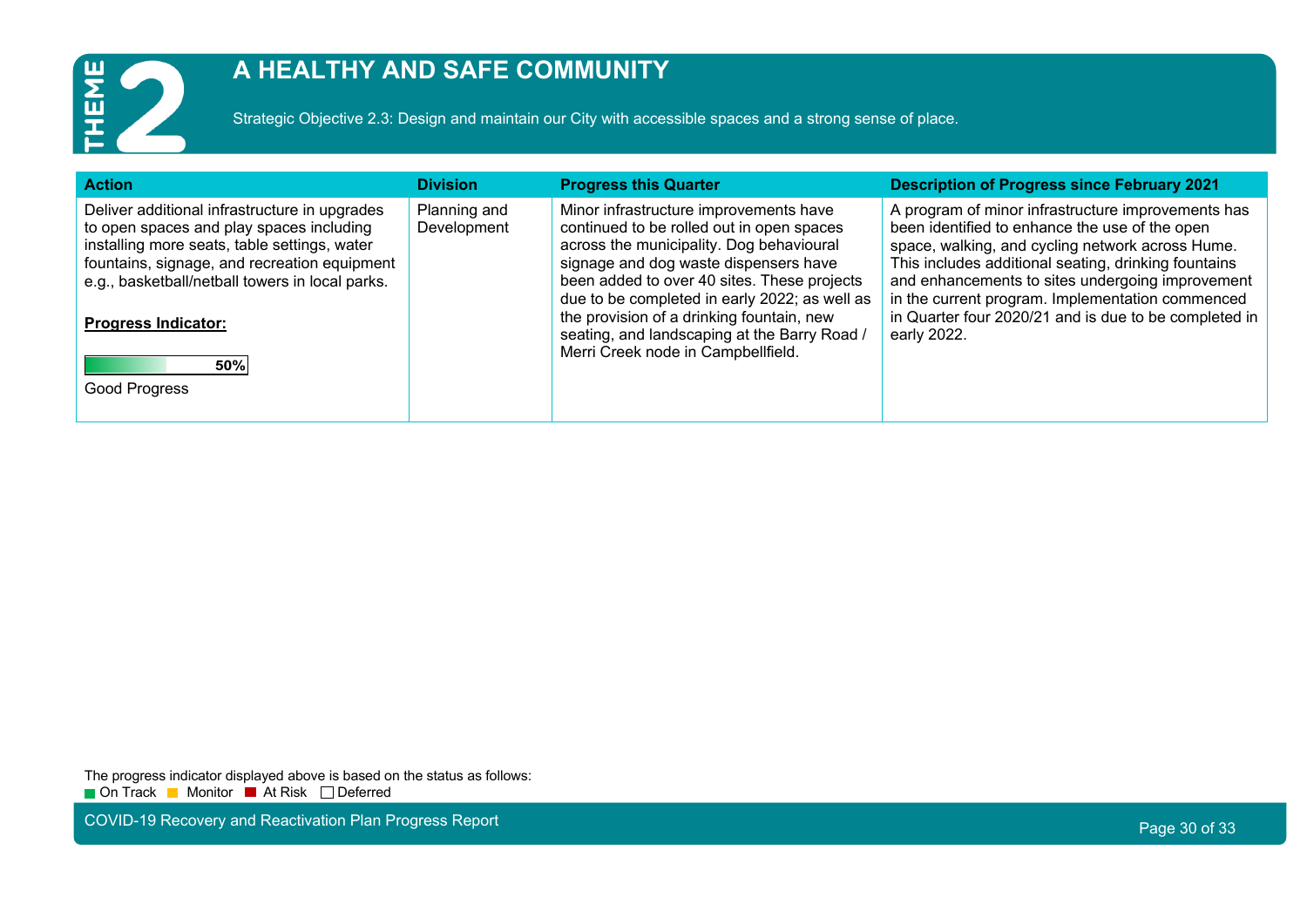# THEME 2

## A HEALTHY AND SAFE COMMUNITY

Strategic Objective 2.3: Design and maintain our City with accessible spaces and a strong sense of place.

| Action | Division | Progress this Quarter | Description of Progress since February 2021 |
|---|---|---|---|
| Deliver additional infrastructure in upgrades to open spaces and play spaces including installing more seats, table settings, water fountains, signage, and recreation equipment e.g., basketball/netball towers in local parks.<br><br>**Progress Indicator:**<br><br>50%<br><br>Good Progress | Planning and Development | Minor infrastructure improvements have continued to be rolled out in open spaces across the municipality. Dog behavioural signage and dog waste dispensers have been added to over 40 sites. These projects due to be completed in early 2022; as well as the provision of a drinking fountain, new seating, and landscaping at the Barry Road / Merri Creek node in Campbellfield. | A program of minor infrastructure improvements has been identified to enhance the use of the open space, walking, and cycling network across Hume. This includes additional seating, drinking fountains and enhancements to sites undergoing improvement in the current program. Implementation commenced in Quarter four 2020/21 and is due to be completed in early 2022. |

The progress indicator displayed above is based on the status as follows:
On Track | Monitor | At Risk | Deferred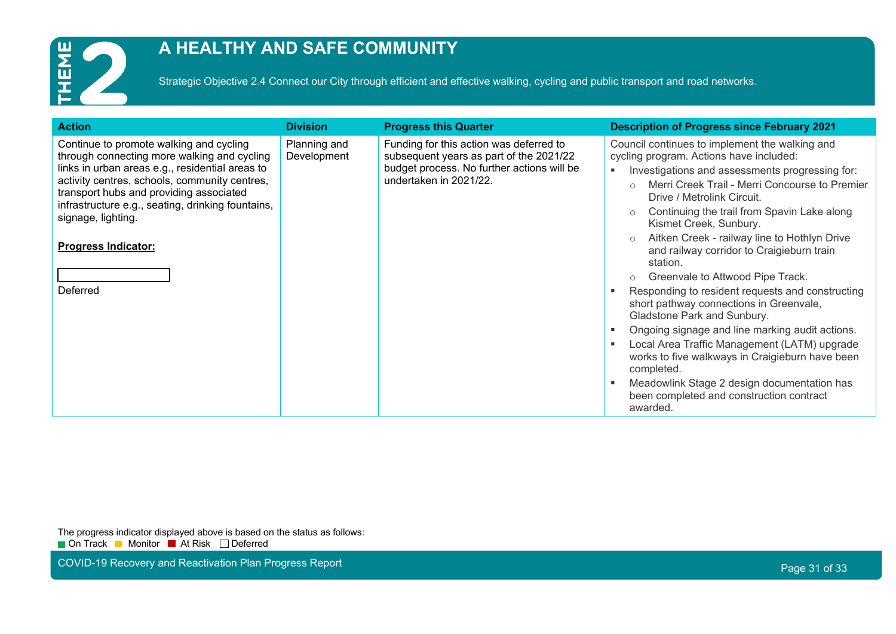# THEME 2

## A HEALTHY AND SAFE COMMUNITY

Strategic Objective 2.4 Connect our City through efficient and effective walking, cycling and public transport and road networks.

| Action | Division | Progress this Quarter | Description of Progress since February 2021 |
|---|---|---|---|
| Continue to promote walking and cycling through connecting more walking and cycling links in urban areas e.g., residential areas to activity centres, schools, community centres, transport hubs and providing associated infrastructure e.g., seating, drinking fountains, signage, lighting.<br><br>**Progress Indicator:**<br><br>Deferred | Planning and Development | Funding for this action was deferred to subsequent years as part of the 2021/22 budget process. No further actions will be undertaken in 2021/22. | Council continues to implement the walking and cycling program. Actions have included:<br>▪ Investigations and assessments progressing for:<br>○ Merri Creek Trail - Merri Concourse to Premier Drive / Metrolink Circuit.<br>○ Continuing the trail from Spavin Lake along Kismet Creek, Sunbury.<br>○ Aitken Creek - railway line to Hothlyn Drive and railway corridor to Craigieburn train station.<br>○ Greenvale to Attwood Pipe Track.<br>▪ Responding to resident requests and constructing short pathway connections in Greenvale, Gladstone Park and Sunbury.<br>▪ Ongoing signage and line marking audit actions.<br>▪ Local Area Traffic Management (LATM) upgrade works to five walkways in Craigieburn have been completed.<br>▪ Meadowlink Stage 2 design documentation has been completed and construction contract awarded. |

The progress indicator displayed above is based on the status as follows:
On Track · Monitor · At Risk · Deferred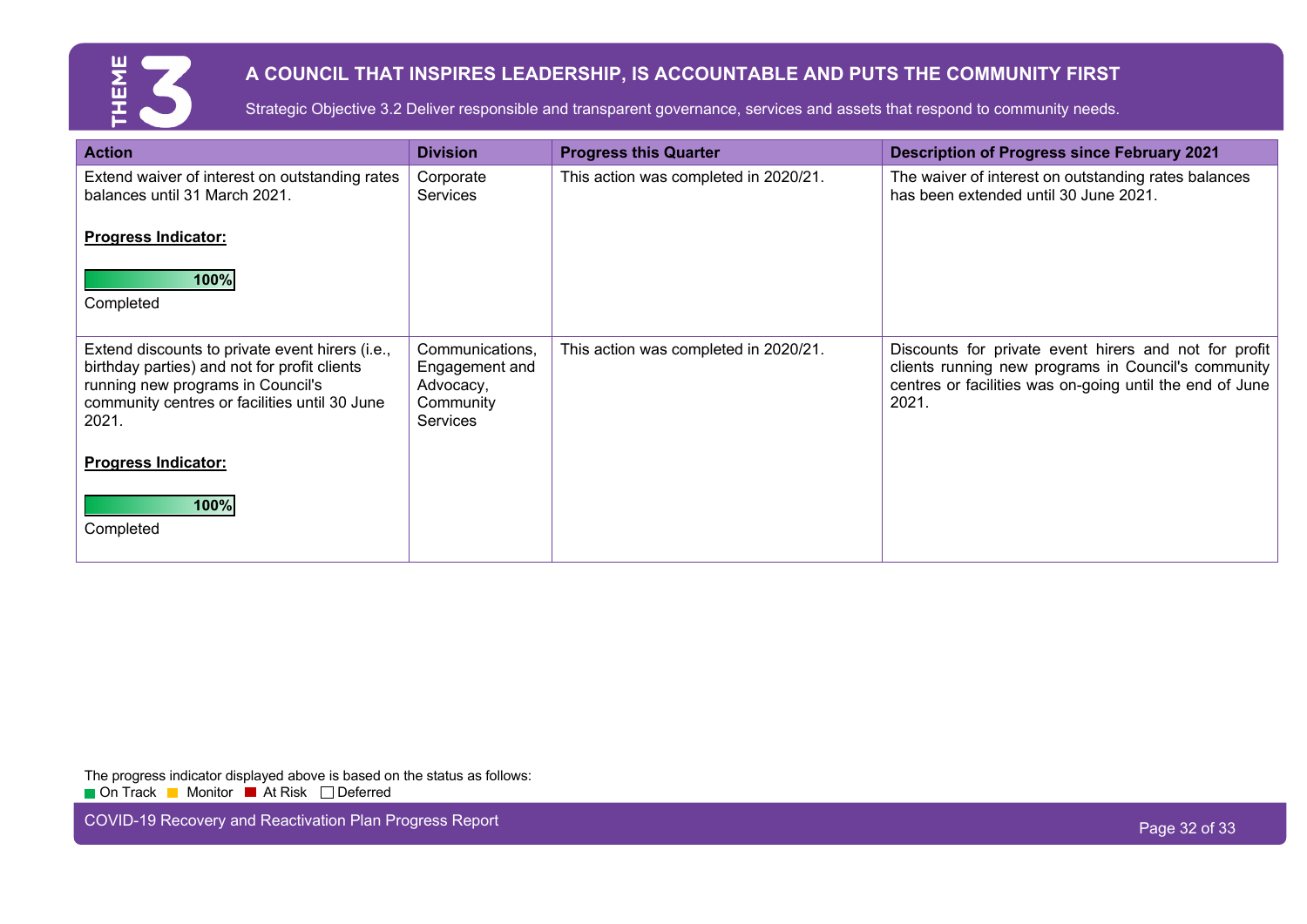# THEME 3

## A COUNCIL THAT INSPIRES LEADERSHIP, IS ACCOUNTABLE AND PUTS THE COMMUNITY FIRST

Strategic Objective 3.2 Deliver responsible and transparent governance, services and assets that respond to community needs.

| Action | Division | Progress this Quarter | Description of Progress since February 2021 |
|---|---|---|---|
| Extend waiver of interest on outstanding rates balances until 31 March 2021.<br><br>**Progress Indicator:**<br><br>100%<br>Completed | Corporate Services | This action was completed in 2020/21. | The waiver of interest on outstanding rates balances has been extended until 30 June 2021. |
| Extend discounts to private event hirers (i.e., birthday parties) and not for profit clients running new programs in Council's community centres or facilities until 30 June 2021.<br><br>**Progress Indicator:**<br><br>100%<br>Completed | Communications, Engagement and Advocacy, Community Services | This action was completed in 2020/21. | Discounts for private event hirers and not for profit clients running new programs in Council's community centres or facilities was on-going until the end of June 2021. |

The progress indicator displayed above is based on the status as follows:
On Track | Monitor | At Risk | Deferred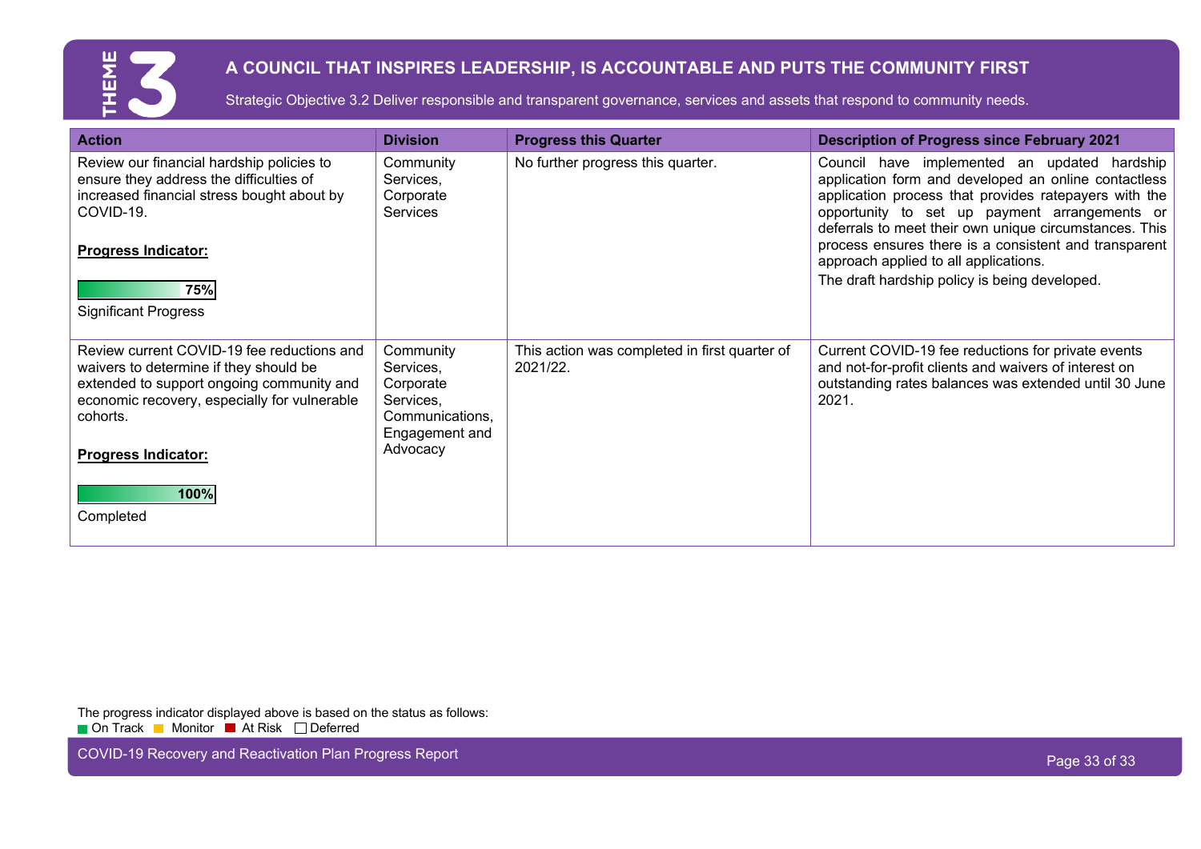# THEME 3

## A COUNCIL THAT INSPIRES LEADERSHIP, IS ACCOUNTABLE AND PUTS THE COMMUNITY FIRST

Strategic Objective 3.2 Deliver responsible and transparent governance, services and assets that respond to community needs.

| Action | Division | Progress this Quarter | Description of Progress since February 2021 |
|---|---|---|---|
| Review our financial hardship policies to ensure they address the difficulties of increased financial stress bought about by COVID-19.<br><br>**Progress Indicator:**<br><br>75%<br>Significant Progress | Community Services, Corporate Services | No further progress this quarter. | Council have implemented an updated hardship application form and developed an online contactless application process that provides ratepayers with the opportunity to set up payment arrangements or deferrals to meet their own unique circumstances. This process ensures there is a consistent and transparent approach applied to all applications.<br>The draft hardship policy is being developed. |
| Review current COVID-19 fee reductions and waivers to determine if they should be extended to support ongoing community and economic recovery, especially for vulnerable cohorts.<br><br>**Progress Indicator:**<br><br>100%<br>Completed | Community Services, Corporate Services, Communications, Engagement and Advocacy | This action was completed in first quarter of 2021/22. | Current COVID-19 fee reductions for private events and not-for-profit clients and waivers of interest on outstanding rates balances was extended until 30 June 2021. |

The progress indicator displayed above is based on the status as follows:
On Track | Monitor | At Risk | Deferred